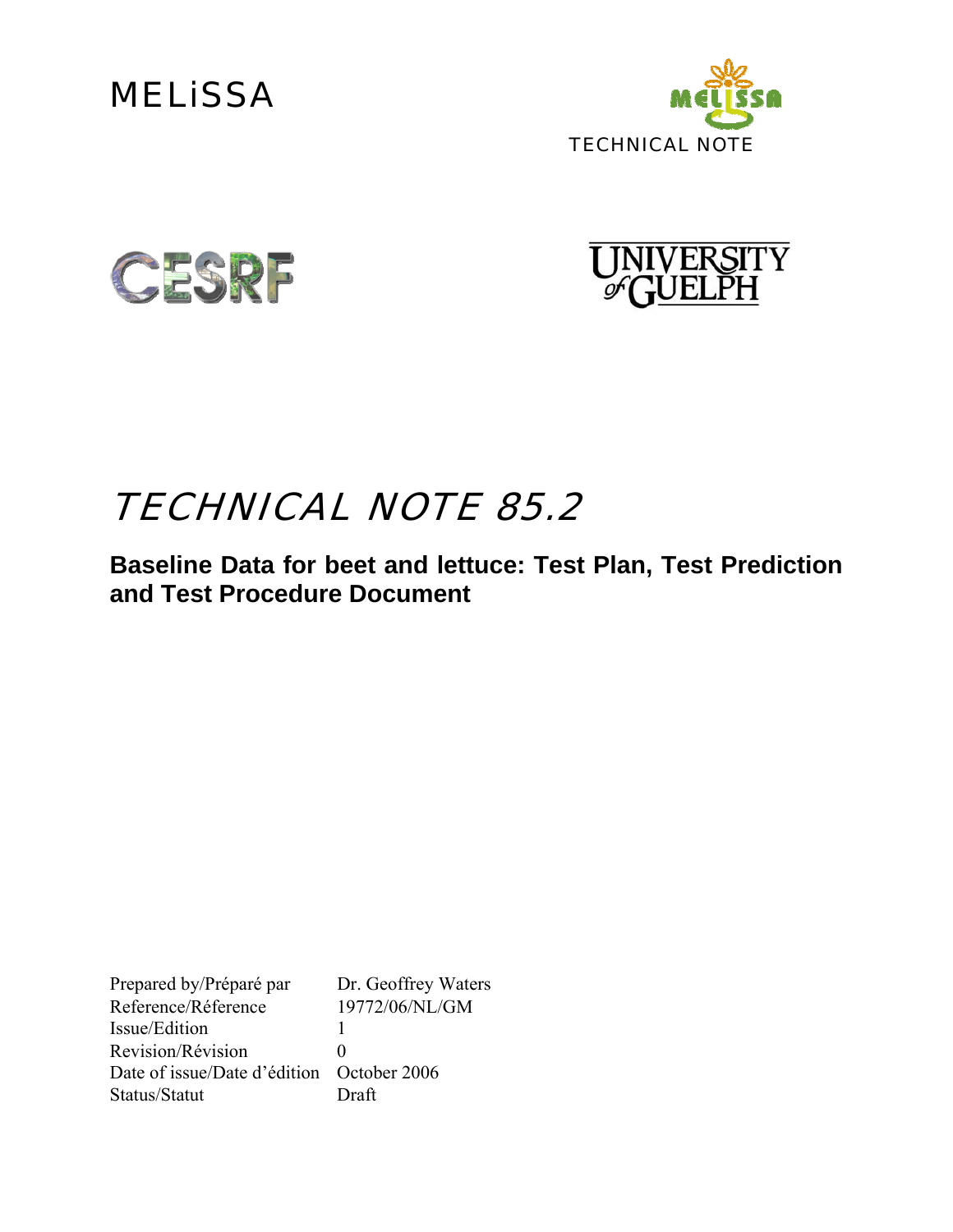MELiSSA

TECHNICAL NOTE

# TECHNICAL NOTE 85.2

## Baseline Data for beet and lettuce: Test Plan, Test Prediction and Test Procedure Document

| | |
|---|---|
| Prepared by/Préparé par | Dr. Geoffrey Waters |
| Reference/Réference | 19772/06/NL/GM |
| Issue/Edition | 1 |
| Revision/Révision | 0 |
| Date of issue/Date d'édition | October 2006 |
| Status/Statut | Draft |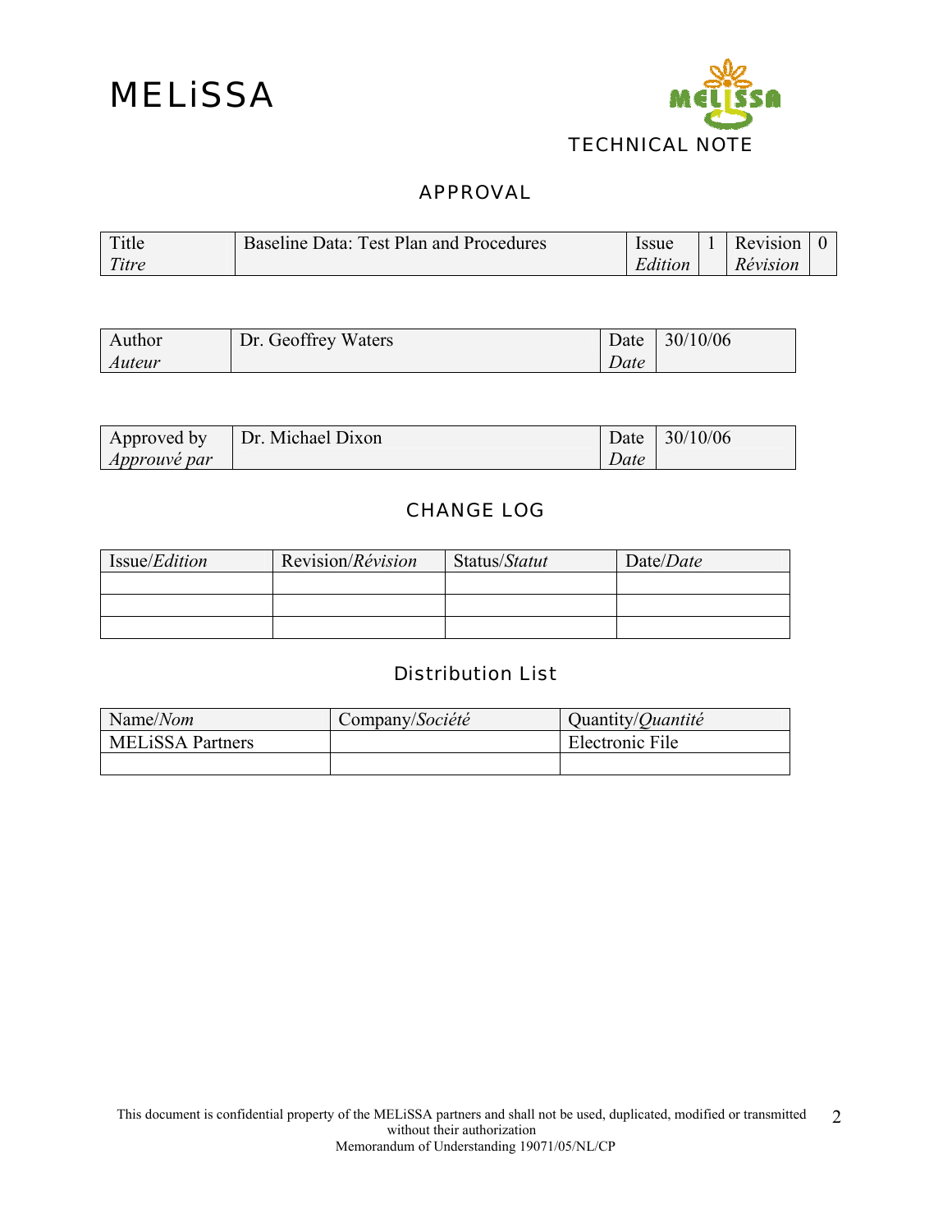MELiSSA

TECHNICAL NOTE

## APPROVAL

| Title *Titre* | Baseline Data: Test Plan and Procedures | Issue *Edition* | 1 | Revision *Révision* | 0 |
|---|---|---|---|---|---|

| Author *Auteur* | Dr. Geoffrey Waters | Date *Date* | 30/10/06 |
|---|---|---|---|

| Approved by *Approuvé par* | Dr. Michael Dixon | Date *Date* | 30/10/06 |
|---|---|---|---|

## CHANGE LOG

| Issue/*Edition* | Revision/*Révision* | Status/*Statut* | Date/*Date* |
|---|---|---|---|
| | | | |
| | | | |
| | | | |

## Distribution List

| Name/*Nom* | Company/*Société* | Quantity/*Quantité* |
|---|---|---|
| MELiSSA Partners | | Electronic File |
| | | |

This document is confidential property of the MELiSSA partners and shall not be used, duplicated, modified or transmitted without their authorization
Memorandum of Understanding 19071/05/NL/CP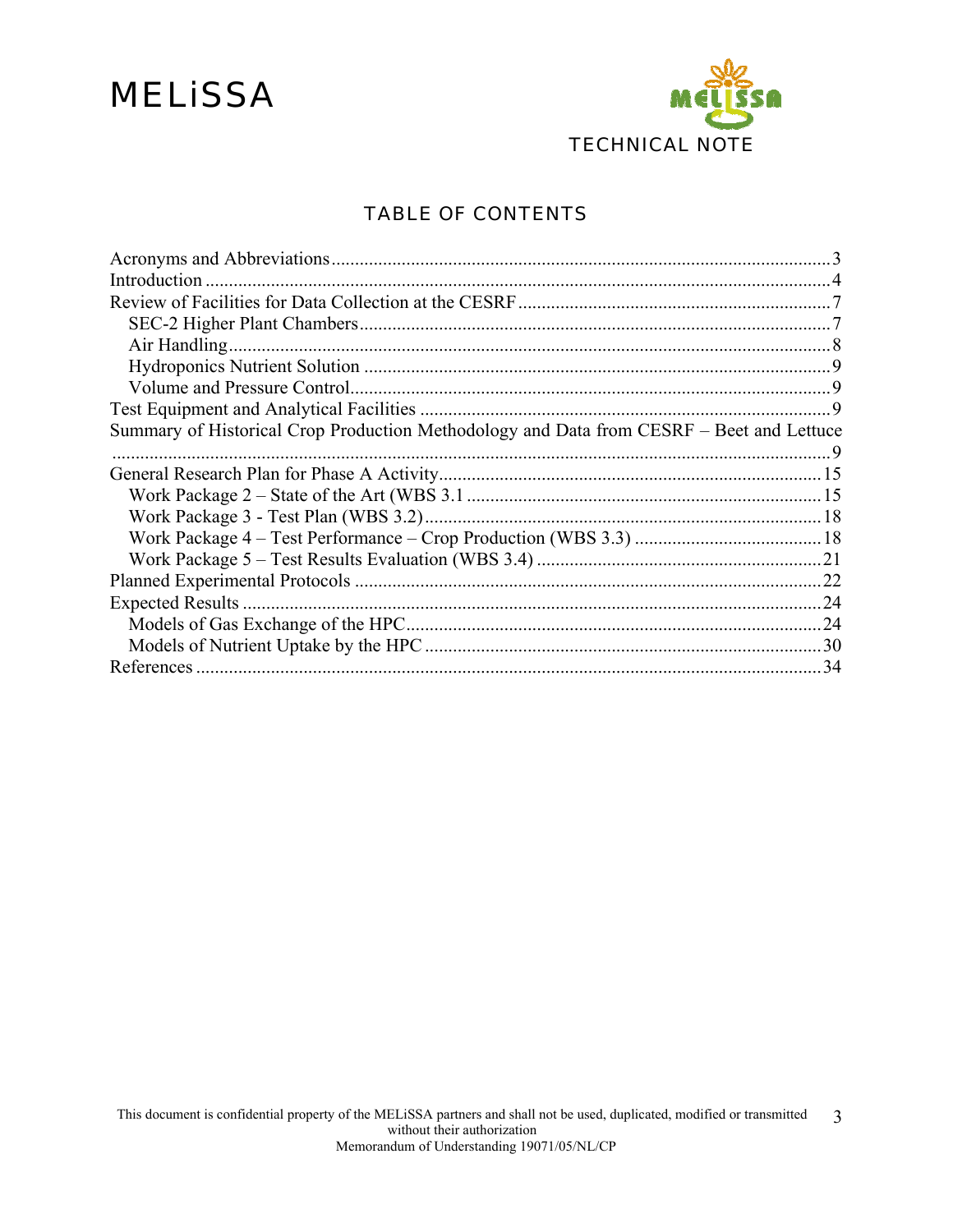# TABLE OF CONTENTS

Acronyms and Abbreviations ........................................................................................................3
Introduction ....................................................................................................................................4
Review of Facilities for Data Collection at the CESRF .................................................................7
  SEC-2 Higher Plant Chambers....................................................................................................7
  Air Handling................................................................................................................................8
  Hydroponics Nutrient Solution ...................................................................................................9
  Volume and Pressure Control......................................................................................................9
Test Equipment and Analytical Facilities .......................................................................................9
Summary of Historical Crop Production Methodology and Data from CESRF – Beet and Lettuce ........................................................................................................................................................9
General Research Plan for Phase A Activity.................................................................................15
  Work Package 2 – State of the Art (WBS 3.1 ...........................................................................15
  Work Package 3 - Test Plan (WBS 3.2)....................................................................................18
  Work Package 4 – Test Performance – Crop Production (WBS 3.3) ........................................18
  Work Package 5 – Test Results Evaluation (WBS 3.4) ............................................................21
Planned Experimental Protocols ...................................................................................................22
Expected Results ...........................................................................................................................24
  Models of Gas Exchange of the HPC........................................................................................24
  Models of Nutrient Uptake by the HPC ....................................................................................30
References .....................................................................................................................................34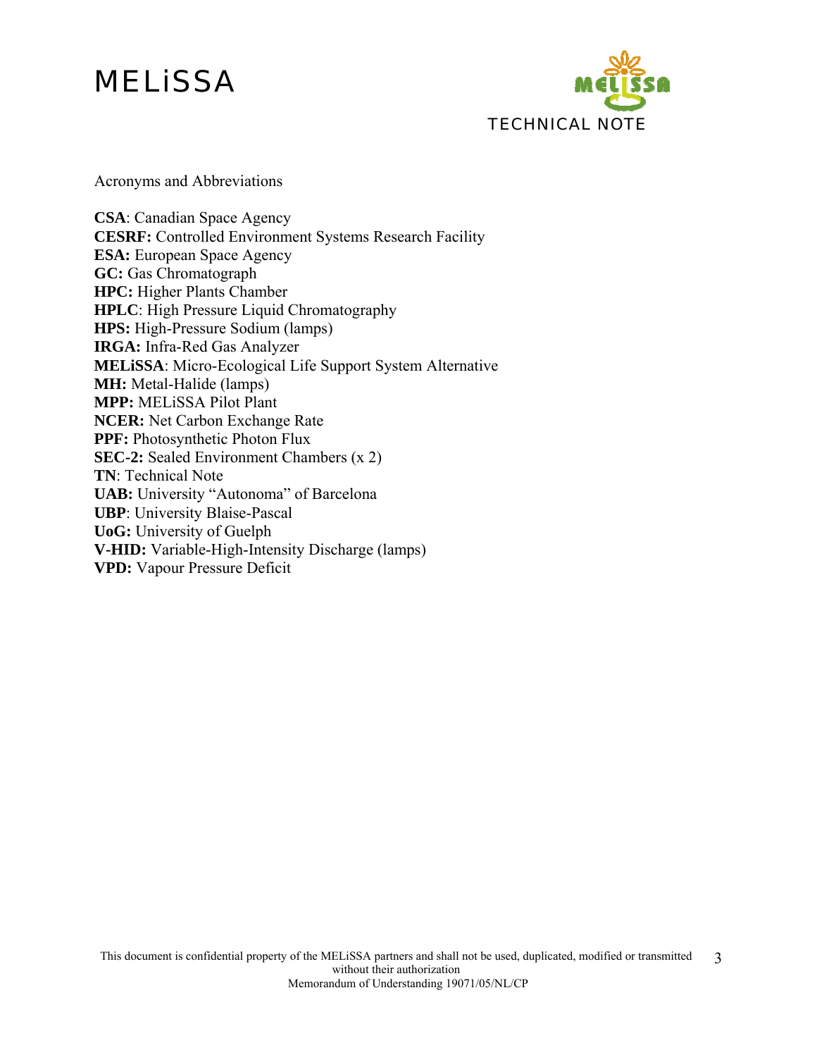Acronyms and Abbreviations

**CSA**: Canadian Space Agency
**CESRF:** Controlled Environment Systems Research Facility
**ESA:** European Space Agency
**GC:** Gas Chromatograph
**HPC:** Higher Plants Chamber
**HPLC**: High Pressure Liquid Chromatography
**HPS:** High-Pressure Sodium (lamps)
**IRGA:** Infra-Red Gas Analyzer
**MELiSSA**: Micro-Ecological Life Support System Alternative
**MH:** Metal-Halide (lamps)
**MPP:** MELiSSA Pilot Plant
**NCER:** Net Carbon Exchange Rate
**PPF:** Photosynthetic Photon Flux
**SEC-2:** Sealed Environment Chambers (x 2)
**TN**: Technical Note
**UAB:** University "Autonoma" of Barcelona
**UBP**: University Blaise-Pascal
**UoG:** University of Guelph
**V-HID:** Variable-High-Intensity Discharge (lamps)
**VPD:** Vapour Pressure Deficit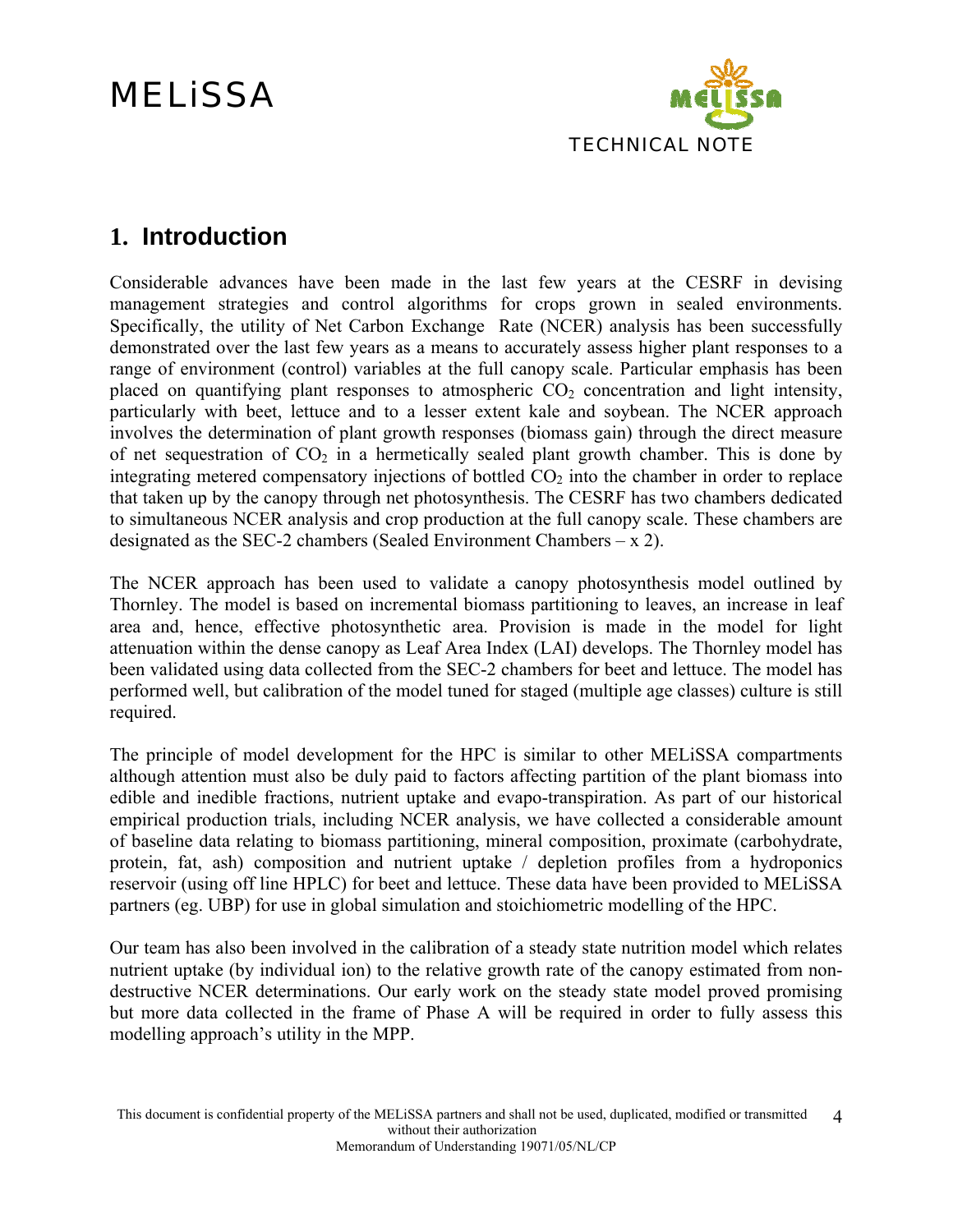# 1. Introduction

Considerable advances have been made in the last few years at the CESRF in devising management strategies and control algorithms for crops grown in sealed environments. Specifically, the utility of Net Carbon Exchange Rate (NCER) analysis has been successfully demonstrated over the last few years as a means to accurately assess higher plant responses to a range of environment (control) variables at the full canopy scale. Particular emphasis has been placed on quantifying plant responses to atmospheric $CO_2$ concentration and light intensity, particularly with beet, lettuce and to a lesser extent kale and soybean. The NCER approach involves the determination of plant growth responses (biomass gain) through the direct measure of net sequestration of $CO_2$ in a hermetically sealed plant growth chamber. This is done by integrating metered compensatory injections of bottled $CO_2$ into the chamber in order to replace that taken up by the canopy through net photosynthesis. The CESRF has two chambers dedicated to simultaneous NCER analysis and crop production at the full canopy scale. These chambers are designated as the SEC-2 chambers (Sealed Environment Chambers – x 2).

The NCER approach has been used to validate a canopy photosynthesis model outlined by Thornley. The model is based on incremental biomass partitioning to leaves, an increase in leaf area and, hence, effective photosynthetic area. Provision is made in the model for light attenuation within the dense canopy as Leaf Area Index (LAI) develops. The Thornley model has been validated using data collected from the SEC-2 chambers for beet and lettuce. The model has performed well, but calibration of the model tuned for staged (multiple age classes) culture is still required.

The principle of model development for the HPC is similar to other MELiSSA compartments although attention must also be duly paid to factors affecting partition of the plant biomass into edible and inedible fractions, nutrient uptake and evapo-transpiration. As part of our historical empirical production trials, including NCER analysis, we have collected a considerable amount of baseline data relating to biomass partitioning, mineral composition, proximate (carbohydrate, protein, fat, ash) composition and nutrient uptake / depletion profiles from a hydroponics reservoir (using off line HPLC) for beet and lettuce. These data have been provided to MELiSSA partners (eg. UBP) for use in global simulation and stoichiometric modelling of the HPC.

Our team has also been involved in the calibration of a steady state nutrition model which relates nutrient uptake (by individual ion) to the relative growth rate of the canopy estimated from non-destructive NCER determinations. Our early work on the steady state model proved promising but more data collected in the frame of Phase A will be required in order to fully assess this modelling approach's utility in the MPP.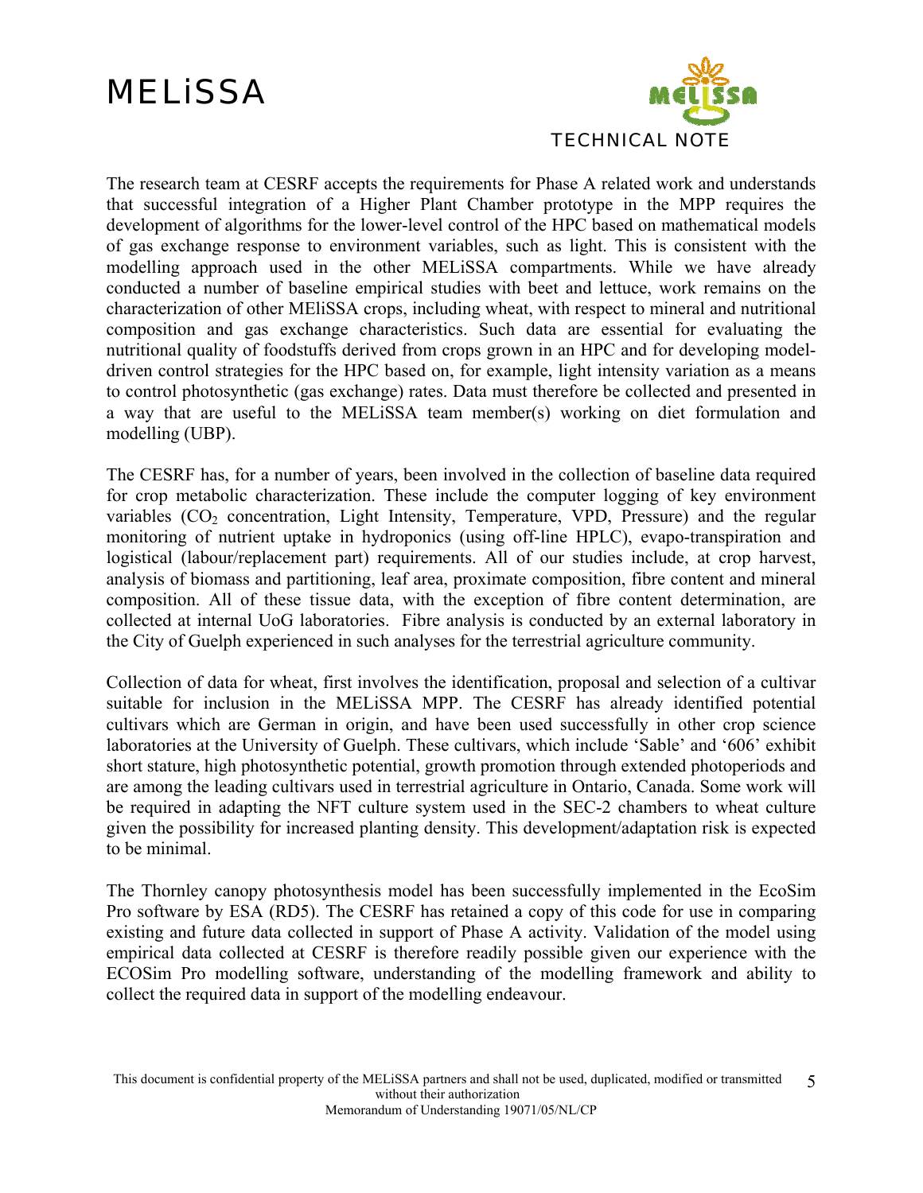The research team at CESRF accepts the requirements for Phase A related work and understands that successful integration of a Higher Plant Chamber prototype in the MPP requires the development of algorithms for the lower-level control of the HPC based on mathematical models of gas exchange response to environment variables, such as light. This is consistent with the modelling approach used in the other MELiSSA compartments. While we have already conducted a number of baseline empirical studies with beet and lettuce, work remains on the characterization of other MEliSSA crops, including wheat, with respect to mineral and nutritional composition and gas exchange characteristics. Such data are essential for evaluating the nutritional quality of foodstuffs derived from crops grown in an HPC and for developing model-driven control strategies for the HPC based on, for example, light intensity variation as a means to control photosynthetic (gas exchange) rates. Data must therefore be collected and presented in a way that are useful to the MELiSSA team member(s) working on diet formulation and modelling (UBP).

The CESRF has, for a number of years, been involved in the collection of baseline data required for crop metabolic characterization. These include the computer logging of key environment variables ($CO_2$ concentration, Light Intensity, Temperature, VPD, Pressure) and the regular monitoring of nutrient uptake in hydroponics (using off-line HPLC), evapo-transpiration and logistical (labour/replacement part) requirements. All of our studies include, at crop harvest, analysis of biomass and partitioning, leaf area, proximate composition, fibre content and mineral composition. All of these tissue data, with the exception of fibre content determination, are collected at internal UoG laboratories. Fibre analysis is conducted by an external laboratory in the City of Guelph experienced in such analyses for the terrestrial agriculture community.

Collection of data for wheat, first involves the identification, proposal and selection of a cultivar suitable for inclusion in the MELiSSA MPP. The CESRF has already identified potential cultivars which are German in origin, and have been used successfully in other crop science laboratories at the University of Guelph. These cultivars, which include 'Sable' and '606' exhibit short stature, high photosynthetic potential, growth promotion through extended photoperiods and are among the leading cultivars used in terrestrial agriculture in Ontario, Canada. Some work will be required in adapting the NFT culture system used in the SEC-2 chambers to wheat culture given the possibility for increased planting density. This development/adaptation risk is expected to be minimal.

The Thornley canopy photosynthesis model has been successfully implemented in the EcoSim Pro software by ESA (RD5). The CESRF has retained a copy of this code for use in comparing existing and future data collected in support of Phase A activity. Validation of the model using empirical data collected at CESRF is therefore readily possible given our experience with the ECOSim Pro modelling software, understanding of the modelling framework and ability to collect the required data in support of the modelling endeavour.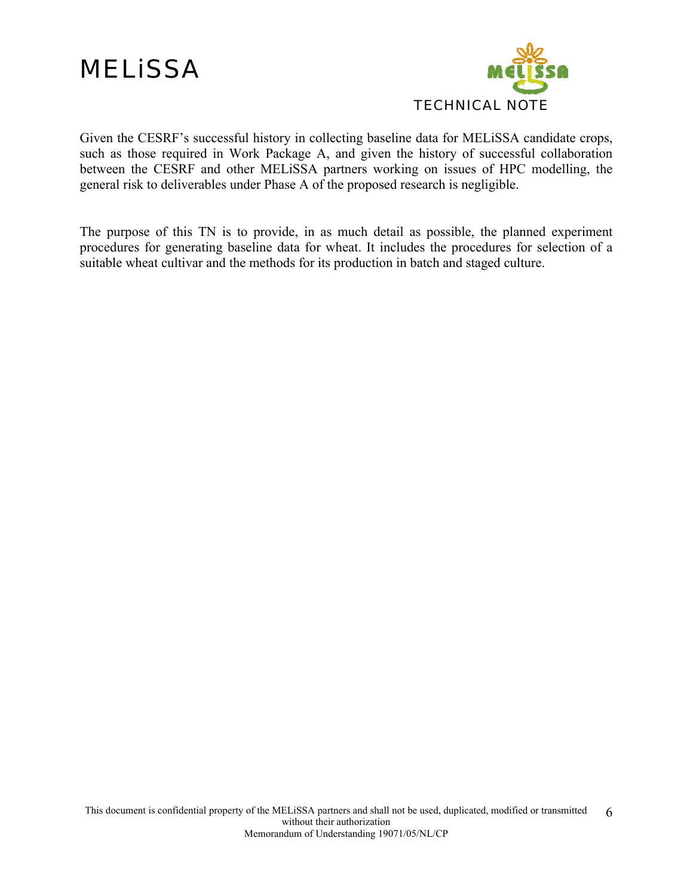Given the CESRF's successful history in collecting baseline data for MELiSSA candidate crops, such as those required in Work Package A, and given the history of successful collaboration between the CESRF and other MELiSSA partners working on issues of HPC modelling, the general risk to deliverables under Phase A of the proposed research is negligible.

The purpose of this TN is to provide, in as much detail as possible, the planned experiment procedures for generating baseline data for wheat. It includes the procedures for selection of a suitable wheat cultivar and the methods for its production in batch and staged culture.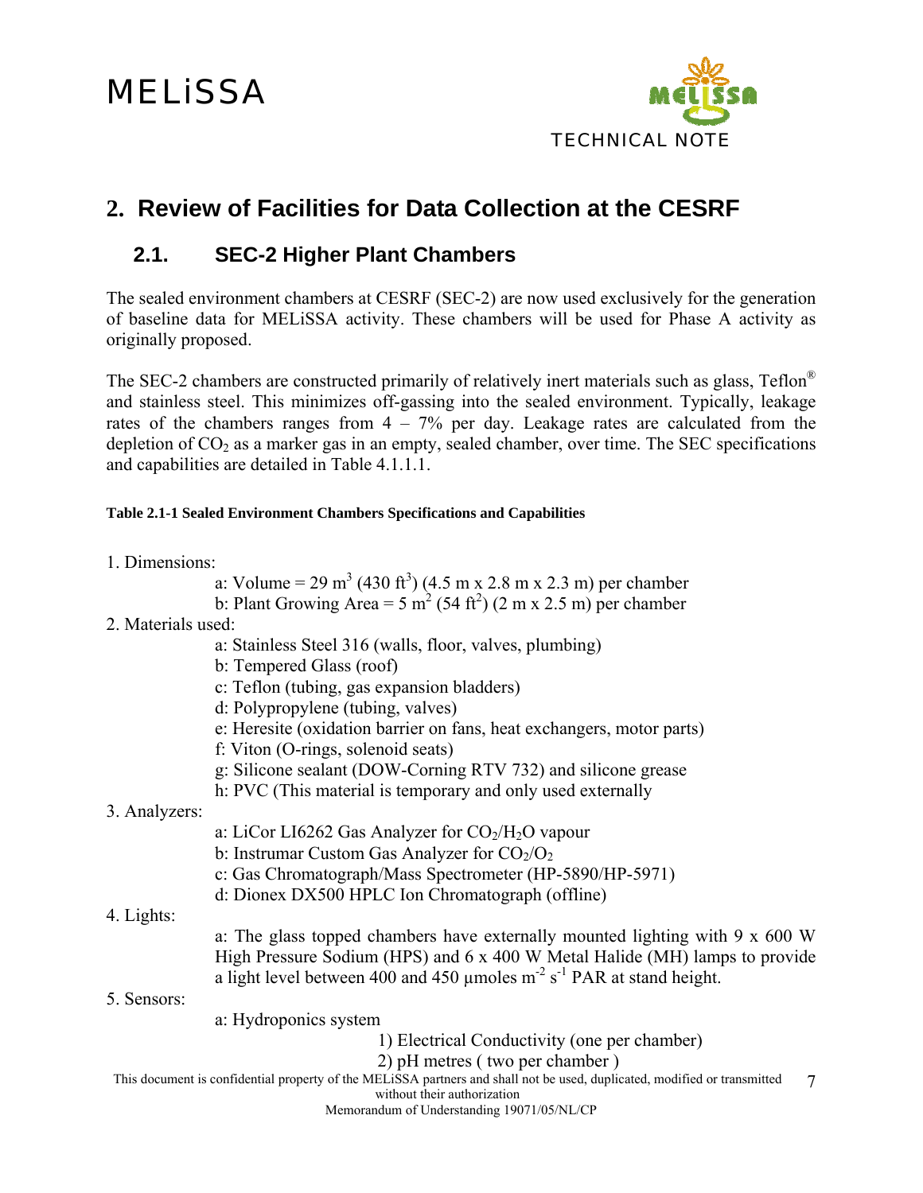# 2. Review of Facilities for Data Collection at the CESRF

## 2.1. SEC-2 Higher Plant Chambers

The sealed environment chambers at CESRF (SEC-2) are now used exclusively for the generation of baseline data for MELiSSA activity. These chambers will be used for Phase A activity as originally proposed.

The SEC-2 chambers are constructed primarily of relatively inert materials such as glass, Teflon® and stainless steel. This minimizes off-gassing into the sealed environment. Typically, leakage rates of the chambers ranges from 4 – 7% per day. Leakage rates are calculated from the depletion of $CO_2$ as a marker gas in an empty, sealed chamber, over time. The SEC specifications and capabilities are detailed in Table 4.1.1.1.

**Table 2.1-1 Sealed Environment Chambers Specifications and Capabilities**

1. Dimensions:
   - a: Volume = 29 $m^3$ (430 $ft^3$) (4.5 m x 2.8 m x 2.3 m) per chamber
   - b: Plant Growing Area = 5 $m^2$ (54 $ft^2$) (2 m x 2.5 m) per chamber
2. Materials used:
   - a: Stainless Steel 316 (walls, floor, valves, plumbing)
   - b: Tempered Glass (roof)
   - c: Teflon (tubing, gas expansion bladders)
   - d: Polypropylene (tubing, valves)
   - e: Heresite (oxidation barrier on fans, heat exchangers, motor parts)
   - f: Viton (O-rings, solenoid seats)
   - g: Silicone sealant (DOW-Corning RTV 732) and silicone grease
   - h: PVC (This material is temporary and only used externally
3. Analyzers:
   - a: LiCor LI6262 Gas Analyzer for $CO_2$/$H_2O$ vapour
   - b: Instrumar Custom Gas Analyzer for $CO_2$/$O_2$
   - c: Gas Chromatograph/Mass Spectrometer (HP-5890/HP-5971)
   - d: Dionex DX500 HPLC Ion Chromatograph (offline)
4. Lights:
   - a: The glass topped chambers have externally mounted lighting with 9 x 600 W High Pressure Sodium (HPS) and 6 x 400 W Metal Halide (MH) lamps to provide a light level between 400 and 450 µmoles $m^{-2}$ $s^{-1}$ PAR at stand height.
5. Sensors:
   - a: Hydroponics system
     1) Electrical Conductivity (one per chamber)
     2) pH metres ( two per chamber )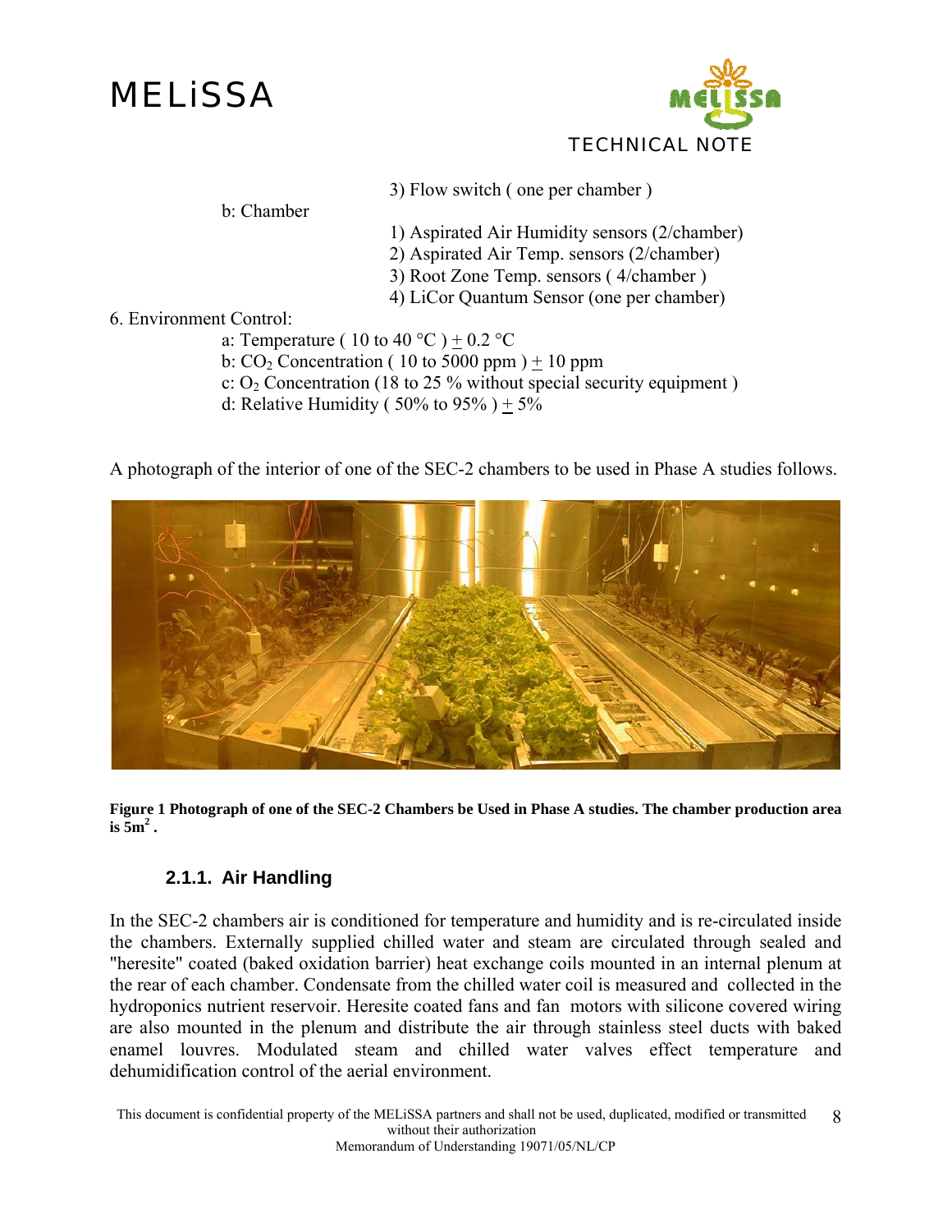3) Flow switch ( one per chamber )

b: Chamber

1) Aspirated Air Humidity sensors (2/chamber)
2) Aspirated Air Temp. sensors (2/chamber)
3) Root Zone Temp. sensors ( 4/chamber )
4) LiCor Quantum Sensor (one per chamber)

6. Environment Control:

a: Temperature ( 10 to 40 °C ) ± 0.2 °C
b: $CO_2$ Concentration ( 10 to 5000 ppm ) ± 10 ppm
c: $O_2$ Concentration (18 to 25 % without special security equipment )
d: Relative Humidity ( 50% to 95% ) ± 5%

A photograph of the interior of one of the SEC-2 chambers to be used in Phase A studies follows.

**Figure 1 Photograph of one of the SEC-2 Chambers be Used in Phase A studies. The chamber production area is 5m$^2$ .**

### 2.1.1. Air Handling

In the SEC-2 chambers air is conditioned for temperature and humidity and is re-circulated inside the chambers. Externally supplied chilled water and steam are circulated through sealed and "heresite" coated (baked oxidation barrier) heat exchange coils mounted in an internal plenum at the rear of each chamber. Condensate from the chilled water coil is measured and collected in the hydroponics nutrient reservoir. Heresite coated fans and fan motors with silicone covered wiring are also mounted in the plenum and distribute the air through stainless steel ducts with baked enamel louvres. Modulated steam and chilled water valves effect temperature and dehumidification control of the aerial environment.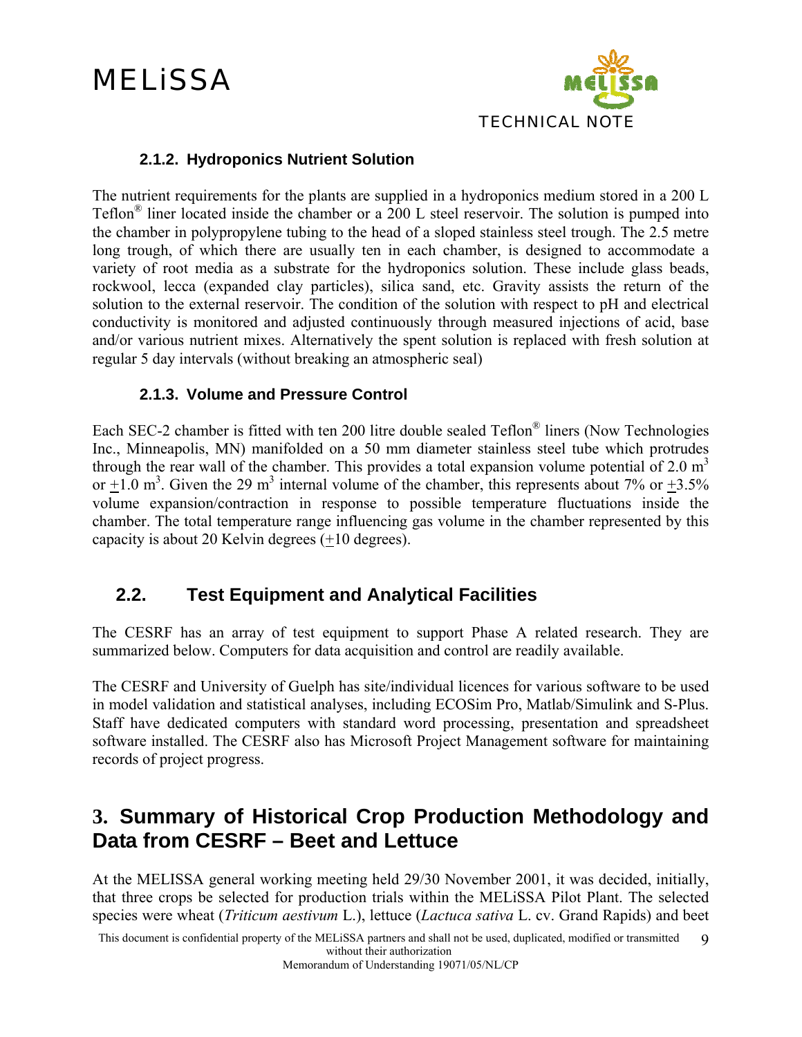### 2.1.2. Hydroponics Nutrient Solution

The nutrient requirements for the plants are supplied in a hydroponics medium stored in a 200 L Teflon® liner located inside the chamber or a 200 L steel reservoir. The solution is pumped into the chamber in polypropylene tubing to the head of a sloped stainless steel trough. The 2.5 metre long trough, of which there are usually ten in each chamber, is designed to accommodate a variety of root media as a substrate for the hydroponics solution. These include glass beads, rockwool, lecca (expanded clay particles), silica sand, etc. Gravity assists the return of the solution to the external reservoir. The condition of the solution with respect to pH and electrical conductivity is monitored and adjusted continuously through measured injections of acid, base and/or various nutrient mixes. Alternatively the spent solution is replaced with fresh solution at regular 5 day intervals (without breaking an atmospheric seal)

### 2.1.3. Volume and Pressure Control

Each SEC-2 chamber is fitted with ten 200 litre double sealed Teflon® liners (Now Technologies Inc., Minneapolis, MN) manifolded on a 50 mm diameter stainless steel tube which protrudes through the rear wall of the chamber. This provides a total expansion volume potential of 2.0 $m^3$ or $\pm$1.0 $m^3$. Given the 29 $m^3$ internal volume of the chamber, this represents about 7% or $\pm$3.5% volume expansion/contraction in response to possible temperature fluctuations inside the chamber. The total temperature range influencing gas volume in the chamber represented by this capacity is about 20 Kelvin degrees ($\pm$10 degrees).

## 2.2. Test Equipment and Analytical Facilities

The CESRF has an array of test equipment to support Phase A related research. They are summarized below. Computers for data acquisition and control are readily available.

The CESRF and University of Guelph has site/individual licences for various software to be used in model validation and statistical analyses, including ECOSim Pro, Matlab/Simulink and S-Plus. Staff have dedicated computers with standard word processing, presentation and spreadsheet software installed. The CESRF also has Microsoft Project Management software for maintaining records of project progress.

# 3. Summary of Historical Crop Production Methodology and Data from CESRF – Beet and Lettuce

At the MELISSA general working meeting held 29/30 November 2001, it was decided, initially, that three crops be selected for production trials within the MELiSSA Pilot Plant. The selected species were wheat (*Triticum aestivum* L.), lettuce (*Lactuca sativa* L. cv. Grand Rapids) and beet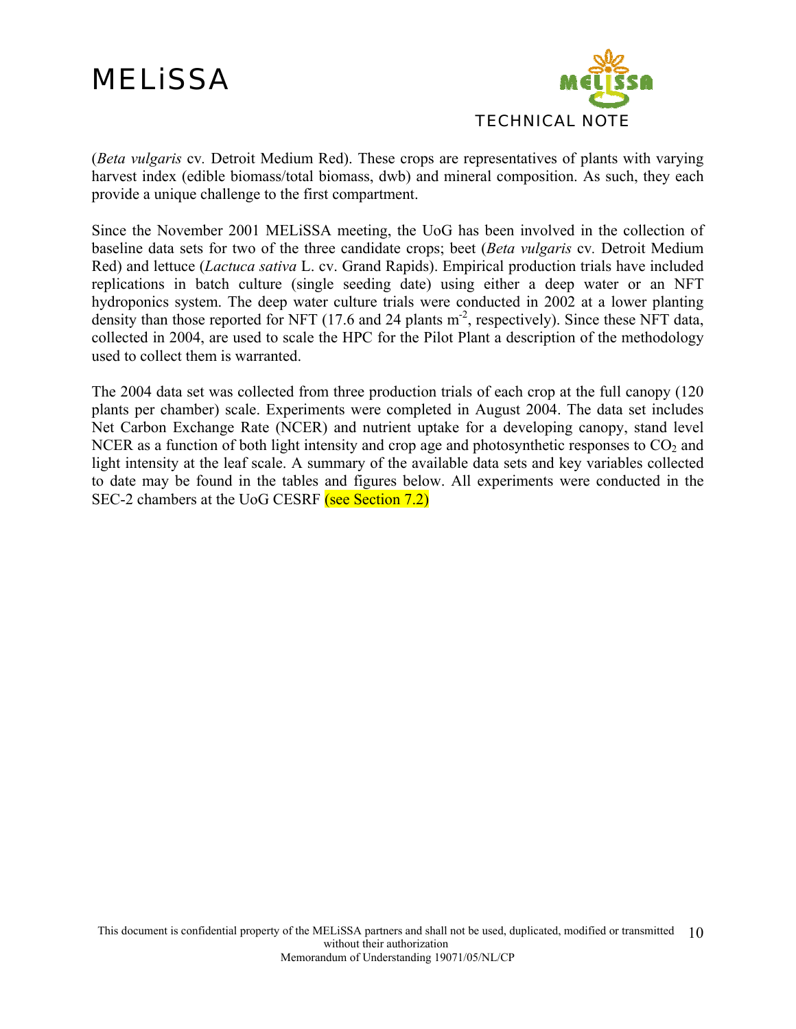(*Beta vulgaris* cv. Detroit Medium Red). These crops are representatives of plants with varying harvest index (edible biomass/total biomass, dwb) and mineral composition. As such, they each provide a unique challenge to the first compartment.

Since the November 2001 MELiSSA meeting, the UoG has been involved in the collection of baseline data sets for two of the three candidate crops; beet (*Beta vulgaris* cv. Detroit Medium Red) and lettuce (*Lactuca sativa* L. cv. Grand Rapids). Empirical production trials have included replications in batch culture (single seeding date) using either a deep water or an NFT hydroponics system. The deep water culture trials were conducted in 2002 at a lower planting density than those reported for NFT (17.6 and 24 plants $m^{-2}$, respectively). Since these NFT data, collected in 2004, are used to scale the HPC for the Pilot Plant a description of the methodology used to collect them is warranted.

The 2004 data set was collected from three production trials of each crop at the full canopy (120 plants per chamber) scale. Experiments were completed in August 2004. The data set includes Net Carbon Exchange Rate (NCER) and nutrient uptake for a developing canopy, stand level NCER as a function of both light intensity and crop age and photosynthetic responses to $CO_2$ and light intensity at the leaf scale. A summary of the available data sets and key variables collected to date may be found in the tables and figures below. All experiments were conducted in the SEC-2 chambers at the UoG CESRF (see Section 7.2)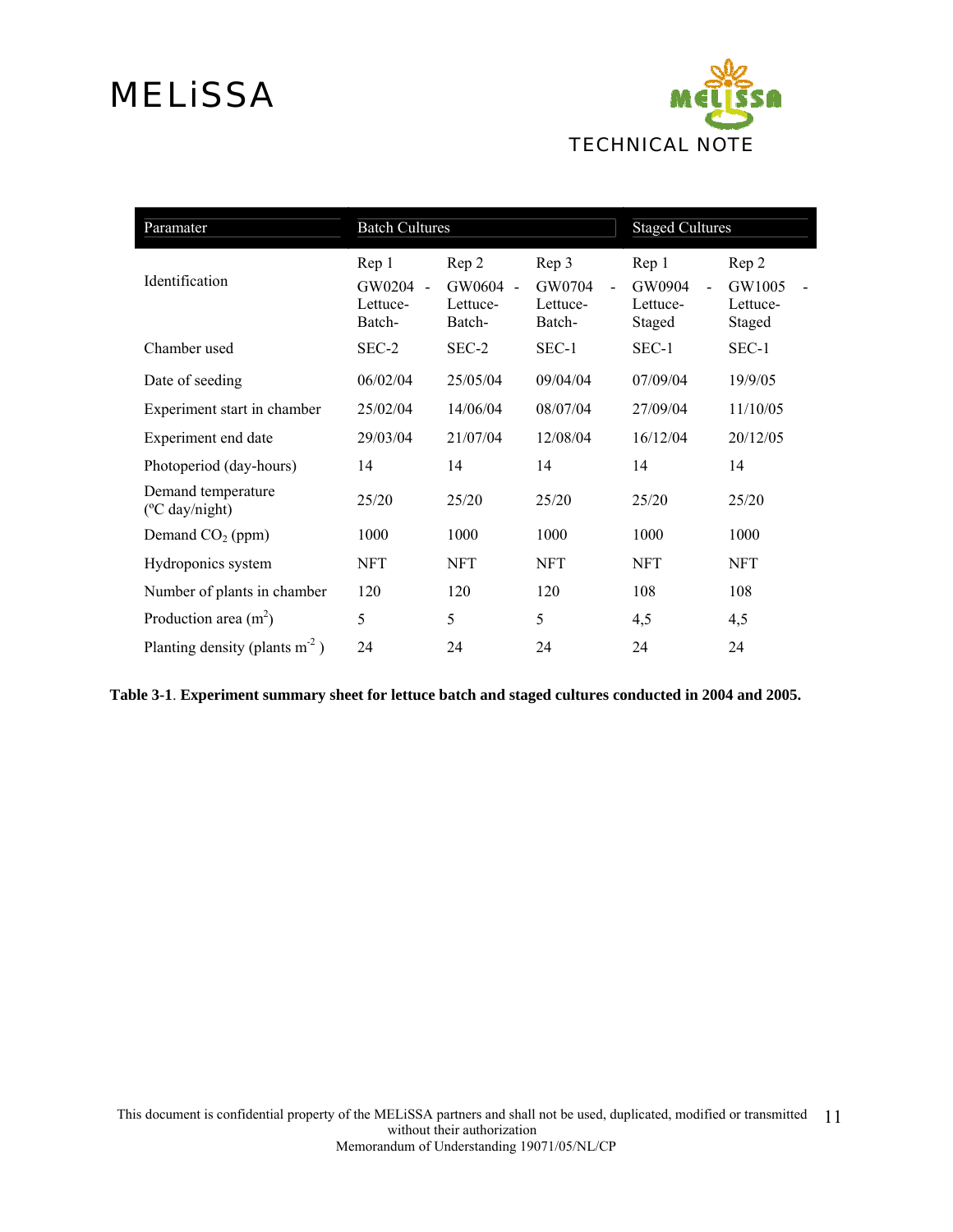| Paramater | Batch Cultures | | | Staged Cultures | |
|---|---|---|---|---|---|
| Identification | Rep 1 GW0204 - Lettuce-Batch- | Rep 2 GW0604 - Lettuce-Batch- | Rep 3 GW0704 - Lettuce-Batch- | Rep 1 GW0904 - Lettuce-Staged | Rep 2 GW1005 - Lettuce-Staged |
| Chamber used | SEC-2 | SEC-2 | SEC-1 | SEC-1 | SEC-1 |
| Date of seeding | 06/02/04 | 25/05/04 | 09/04/04 | 07/09/04 | 19/9/05 |
| Experiment start in chamber | 25/02/04 | 14/06/04 | 08/07/04 | 27/09/04 | 11/10/05 |
| Experiment end date | 29/03/04 | 21/07/04 | 12/08/04 | 16/12/04 | 20/12/05 |
| Photoperiod (day-hours) | 14 | 14 | 14 | 14 | 14 |
| Demand temperature (ºC day/night) | 25/20 | 25/20 | 25/20 | 25/20 | 25/20 |
| Demand $CO_2$ (ppm) | 1000 | 1000 | 1000 | 1000 | 1000 |
| Hydroponics system | NFT | NFT | NFT | NFT | NFT |
| Number of plants in chamber | 120 | 120 | 120 | 108 | 108 |
| Production area ($m^2$) | 5 | 5 | 5 | 4,5 | 4,5 |
| Planting density (plants $m^{-2}$ ) | 24 | 24 | 24 | 24 | 24 |

**Table 3-1**. **Experiment summary sheet for lettuce batch and staged cultures conducted in 2004 and 2005.**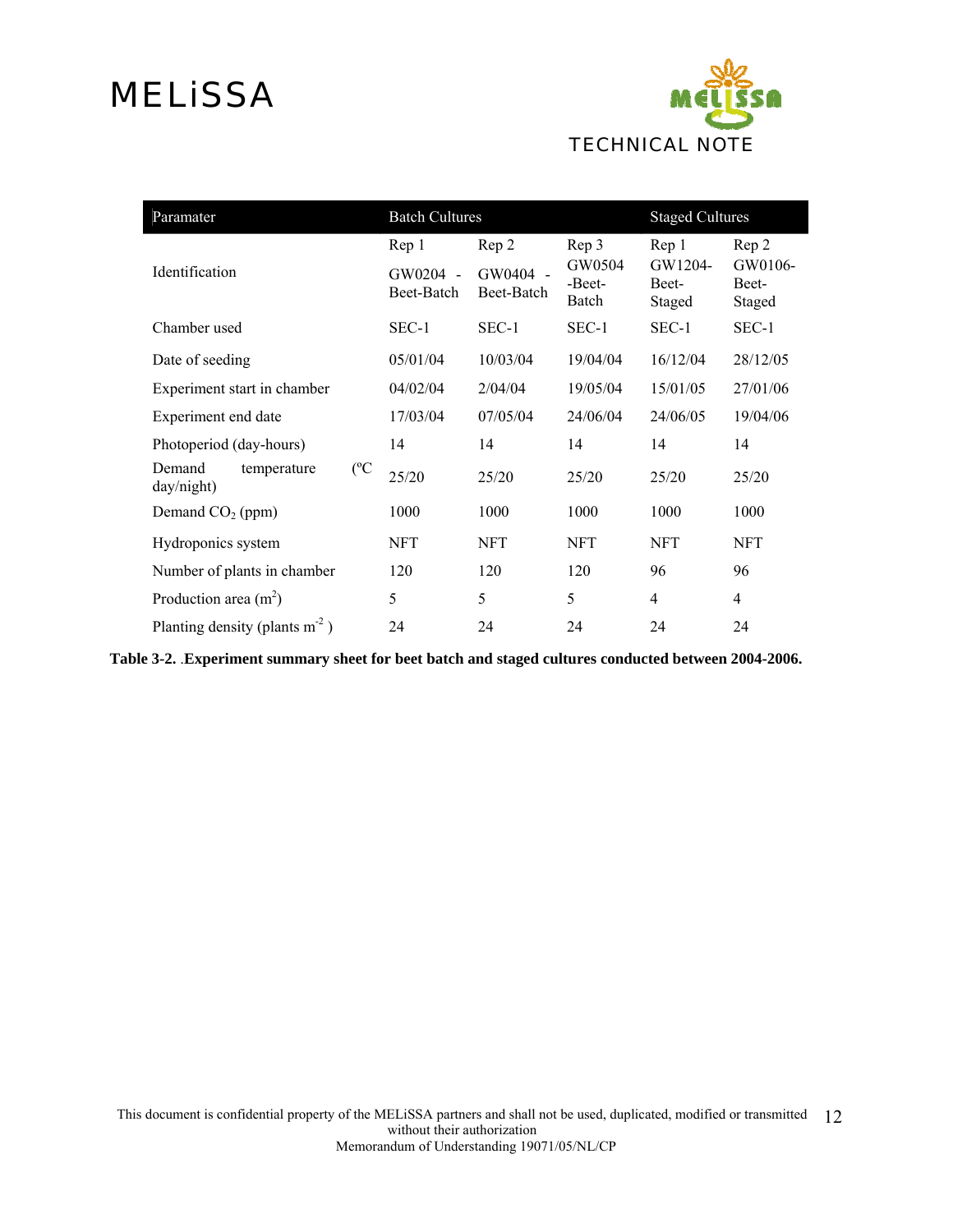| Paramater | Batch Cultures | | | Staged Cultures | |
|---|---|---|---|---|---|
| | Rep 1 | Rep 2 | Rep 3 | Rep 1 | Rep 2 |
| Identification | GW0204 - Beet-Batch | GW0404 - Beet-Batch | GW0504 -Beet-Batch | GW1204-Beet-Staged | GW0106-Beet-Staged |
| Chamber used | SEC-1 | SEC-1 | SEC-1 | SEC-1 | SEC-1 |
| Date of seeding | 05/01/04 | 10/03/04 | 19/04/04 | 16/12/04 | 28/12/05 |
| Experiment start in chamber | 04/02/04 | 2/04/04 | 19/05/04 | 15/01/05 | 27/01/06 |
| Experiment end date | 17/03/04 | 07/05/04 | 24/06/04 | 24/06/05 | 19/04/06 |
| Photoperiod (day-hours) | 14 | 14 | 14 | 14 | 14 |
| Demand temperature (ºC day/night) | 25/20 | 25/20 | 25/20 | 25/20 | 25/20 |
| Demand $CO_2$ (ppm) | 1000 | 1000 | 1000 | 1000 | 1000 |
| Hydroponics system | NFT | NFT | NFT | NFT | NFT |
| Number of plants in chamber | 120 | 120 | 120 | 96 | 96 |
| Production area ($m^2$) | 5 | 5 | 5 | 4 | 4 |
| Planting density (plants $m^{-2}$ ) | 24 | 24 | 24 | 24 | 24 |

**Table 3-2.** .**Experiment summary sheet for beet batch and staged cultures conducted between 2004-2006.**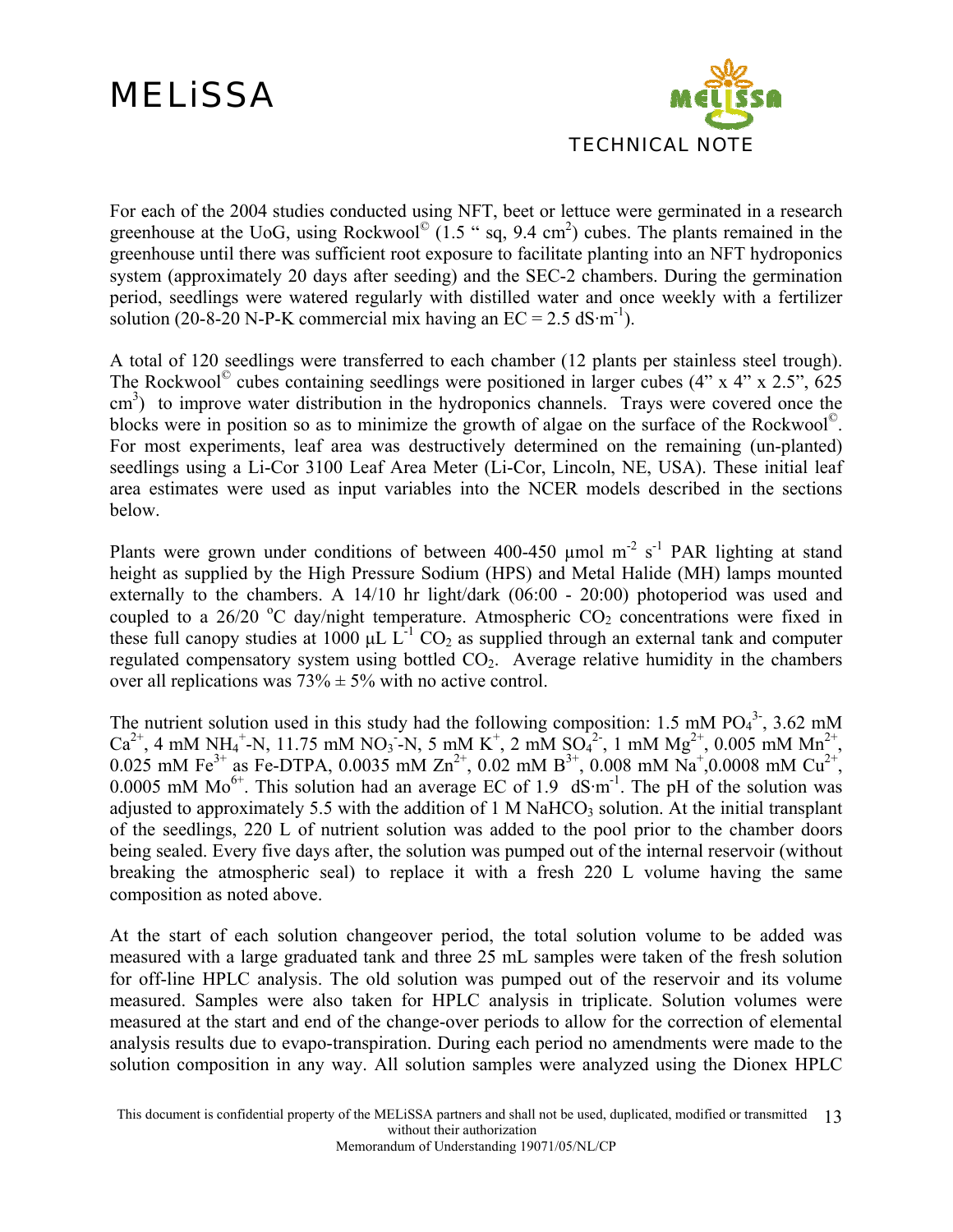For each of the 2004 studies conducted using NFT, beet or lettuce were germinated in a research greenhouse at the UoG, using Rockwool© (1.5 " sq, 9.4 $cm^2$) cubes. The plants remained in the greenhouse until there was sufficient root exposure to facilitate planting into an NFT hydroponics system (approximately 20 days after seeding) and the SEC-2 chambers. During the germination period, seedlings were watered regularly with distilled water and once weekly with a fertilizer solution (20-8-20 N-P-K commercial mix having an EC = 2.5 $dS \cdot m^{-1}$).

A total of 120 seedlings were transferred to each chamber (12 plants per stainless steel trough). The Rockwool© cubes containing seedlings were positioned in larger cubes (4" x 4" x 2.5", 625 $cm^3$) to improve water distribution in the hydroponics channels. Trays were covered once the blocks were in position so as to minimize the growth of algae on the surface of the Rockwool©. For most experiments, leaf area was destructively determined on the remaining (un-planted) seedlings using a Li-Cor 3100 Leaf Area Meter (Li-Cor, Lincoln, NE, USA). These initial leaf area estimates were used as input variables into the NCER models described in the sections below.

Plants were grown under conditions of between 400-450 $\mu mol\ m^{-2}\ s^{-1}$ PAR lighting at stand height as supplied by the High Pressure Sodium (HPS) and Metal Halide (MH) lamps mounted externally to the chambers. A 14/10 hr light/dark (06:00 - 20:00) photoperiod was used and coupled to a 26/20 °C day/night temperature. Atmospheric $CO_2$ concentrations were fixed in these full canopy studies at 1000 $\mu L\ L^{-1}$ $CO_2$ as supplied through an external tank and computer regulated compensatory system using bottled $CO_2$. Average relative humidity in the chambers over all replications was 73% ± 5% with no active control.

The nutrient solution used in this study had the following composition: 1.5 mM $PO_4^{3-}$, 3.62 mM $Ca^{2+}$, 4 mM $NH_4^+$-N, 11.75 mM $NO_3^-$-N, 5 mM $K^+$, 2 mM $SO_4^{2-}$, 1 mM $Mg^{2+}$, 0.005 mM $Mn^{2+}$, 0.025 mM $Fe^{3+}$ as Fe-DTPA, 0.0035 mM $Zn^{2+}$, 0.02 mM $B^{3+}$, 0.008 mM $Na^+$, 0.0008 mM $Cu^{2+}$, 0.0005 mM $Mo^{6+}$. This solution had an average EC of 1.9 $dS \cdot m^{-1}$. The pH of the solution was adjusted to approximately 5.5 with the addition of 1 M $NaHCO_3$ solution. At the initial transplant of the seedlings, 220 L of nutrient solution was added to the pool prior to the chamber doors being sealed. Every five days after, the solution was pumped out of the internal reservoir (without breaking the atmospheric seal) to replace it with a fresh 220 L volume having the same composition as noted above.

At the start of each solution changeover period, the total solution volume to be added was measured with a large graduated tank and three 25 mL samples were taken of the fresh solution for off-line HPLC analysis. The old solution was pumped out of the reservoir and its volume measured. Samples were also taken for HPLC analysis in triplicate. Solution volumes were measured at the start and end of the change-over periods to allow for the correction of elemental analysis results due to evapo-transpiration. During each period no amendments were made to the solution composition in any way. All solution samples were analyzed using the Dionex HPLC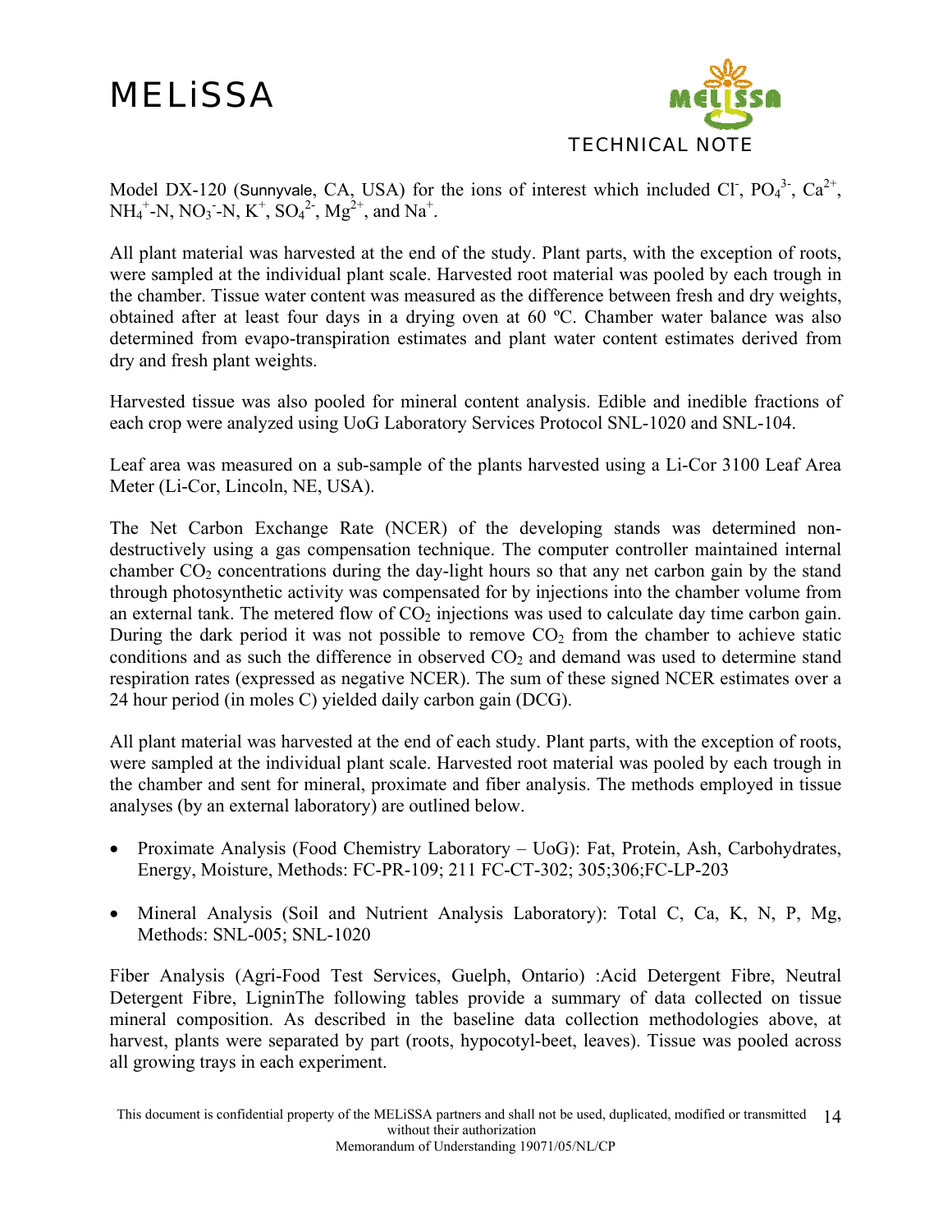Model DX-120 (Sunnyvale, CA, USA) for the ions of interest which included $Cl^-$, $PO_4^{3-}$, $Ca^{2+}$, $NH_4^+$-N, $NO_3^-$-N, $K^+$, $SO_4^{2-}$, $Mg^{2+}$, and $Na^+$.

All plant material was harvested at the end of the study. Plant parts, with the exception of roots, were sampled at the individual plant scale. Harvested root material was pooled by each trough in the chamber. Tissue water content was measured as the difference between fresh and dry weights, obtained after at least four days in a drying oven at 60 ºC. Chamber water balance was also determined from evapo-transpiration estimates and plant water content estimates derived from dry and fresh plant weights.

Harvested tissue was also pooled for mineral content analysis. Edible and inedible fractions of each crop were analyzed using UoG Laboratory Services Protocol SNL-1020 and SNL-104.

Leaf area was measured on a sub-sample of the plants harvested using a Li-Cor 3100 Leaf Area Meter (Li-Cor, Lincoln, NE, USA).

The Net Carbon Exchange Rate (NCER) of the developing stands was determined non-destructively using a gas compensation technique. The computer controller maintained internal chamber $CO_2$ concentrations during the day-light hours so that any net carbon gain by the stand through photosynthetic activity was compensated for by injections into the chamber volume from an external tank. The metered flow of $CO_2$ injections was used to calculate day time carbon gain. During the dark period it was not possible to remove $CO_2$ from the chamber to achieve static conditions and as such the difference in observed $CO_2$ and demand was used to determine stand respiration rates (expressed as negative NCER). The sum of these signed NCER estimates over a 24 hour period (in moles C) yielded daily carbon gain (DCG).

All plant material was harvested at the end of each study. Plant parts, with the exception of roots, were sampled at the individual plant scale. Harvested root material was pooled by each trough in the chamber and sent for mineral, proximate and fiber analysis. The methods employed in tissue analyses (by an external laboratory) are outlined below.

- Proximate Analysis (Food Chemistry Laboratory – UoG): Fat, Protein, Ash, Carbohydrates, Energy, Moisture, Methods: FC-PR-109; 211 FC-CT-302; 305;306;FC-LP-203

- Mineral Analysis (Soil and Nutrient Analysis Laboratory): Total C, Ca, K, N, P, Mg, Methods: SNL-005; SNL-1020

Fiber Analysis (Agri-Food Test Services, Guelph, Ontario) :Acid Detergent Fibre, Neutral Detergent Fibre, LigninThe following tables provide a summary of data collected on tissue mineral composition. As described in the baseline data collection methodologies above, at harvest, plants were separated by part (roots, hypocotyl-beet, leaves). Tissue was pooled across all growing trays in each experiment.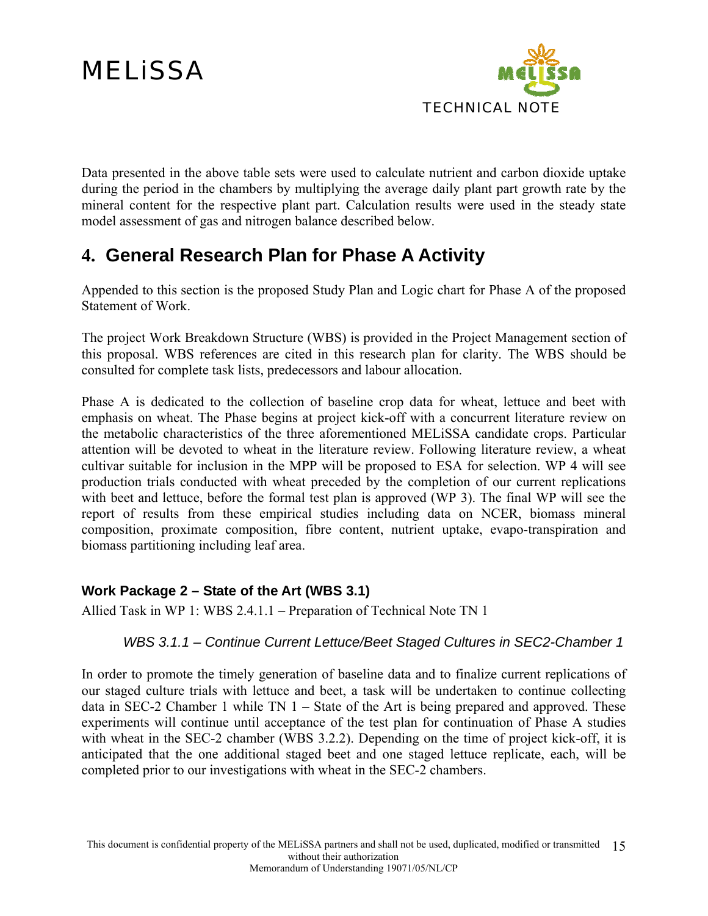Data presented in the above table sets were used to calculate nutrient and carbon dioxide uptake during the period in the chambers by multiplying the average daily plant part growth rate by the mineral content for the respective plant part. Calculation results were used in the steady state model assessment of gas and nitrogen balance described below.

# 4. General Research Plan for Phase A Activity

Appended to this section is the proposed Study Plan and Logic chart for Phase A of the proposed Statement of Work.

The project Work Breakdown Structure (WBS) is provided in the Project Management section of this proposal. WBS references are cited in this research plan for clarity. The WBS should be consulted for complete task lists, predecessors and labour allocation.

Phase A is dedicated to the collection of baseline crop data for wheat, lettuce and beet with emphasis on wheat. The Phase begins at project kick-off with a concurrent literature review on the metabolic characteristics of the three aforementioned MELiSSA candidate crops. Particular attention will be devoted to wheat in the literature review. Following literature review, a wheat cultivar suitable for inclusion in the MPP will be proposed to ESA for selection. WP 4 will see production trials conducted with wheat preceded by the completion of our current replications with beet and lettuce, before the formal test plan is approved (WP 3). The final WP will see the report of results from these empirical studies including data on NCER, biomass mineral composition, proximate composition, fibre content, nutrient uptake, evapo-transpiration and biomass partitioning including leaf area.

### Work Package 2 – State of the Art (WBS 3.1)

Allied Task in WP 1: WBS 2.4.1.1 – Preparation of Technical Note TN 1

#### *WBS 3.1.1 – Continue Current Lettuce/Beet Staged Cultures in SEC2-Chamber 1*

In order to promote the timely generation of baseline data and to finalize current replications of our staged culture trials with lettuce and beet, a task will be undertaken to continue collecting data in SEC-2 Chamber 1 while TN 1 – State of the Art is being prepared and approved. These experiments will continue until acceptance of the test plan for continuation of Phase A studies with wheat in the SEC-2 chamber (WBS 3.2.2). Depending on the time of project kick-off, it is anticipated that the one additional staged beet and one staged lettuce replicate, each, will be completed prior to our investigations with wheat in the SEC-2 chambers.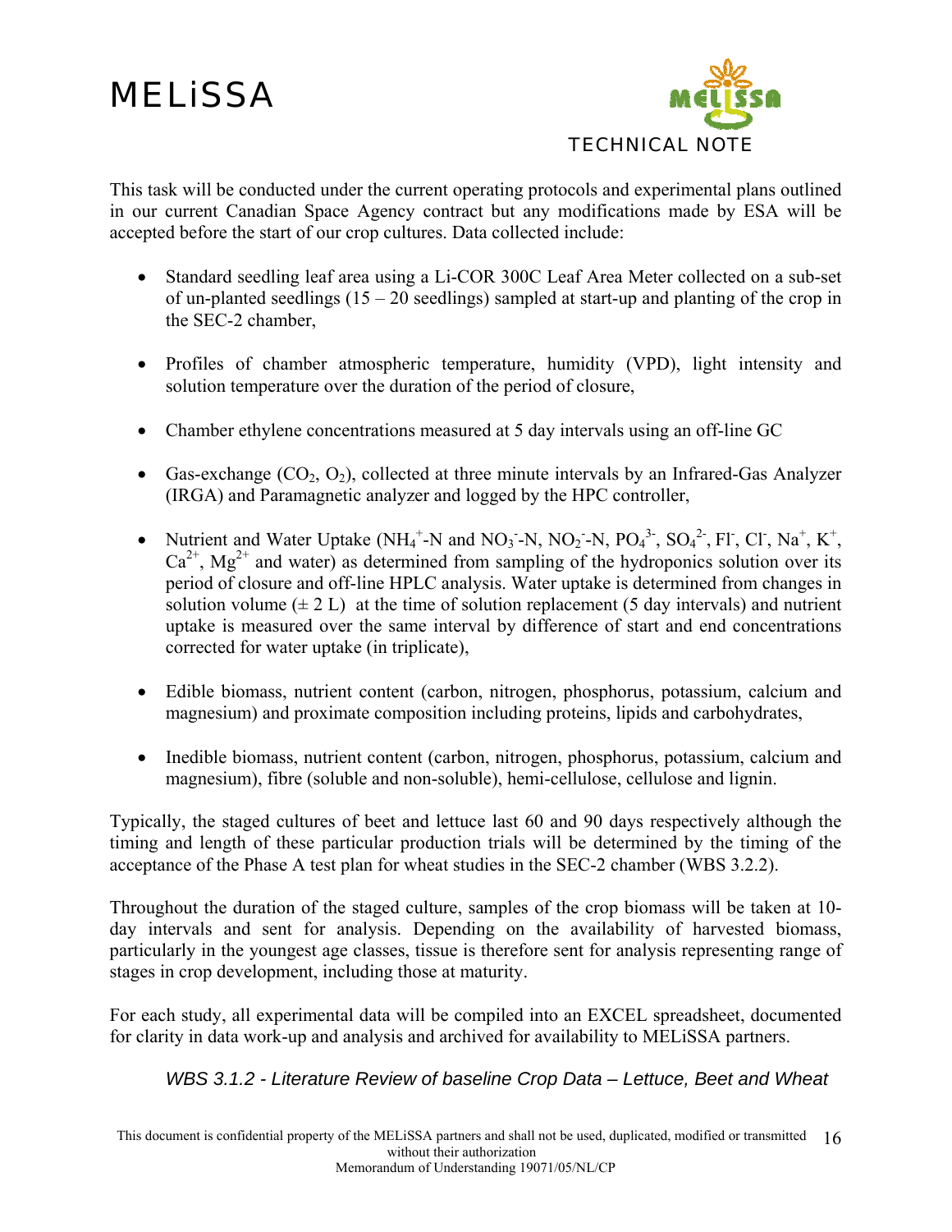This task will be conducted under the current operating protocols and experimental plans outlined in our current Canadian Space Agency contract but any modifications made by ESA will be accepted before the start of our crop cultures. Data collected include:

- Standard seedling leaf area using a Li-COR 300C Leaf Area Meter collected on a sub-set of un-planted seedlings (15 – 20 seedlings) sampled at start-up and planting of the crop in the SEC-2 chamber,

- Profiles of chamber atmospheric temperature, humidity (VPD), light intensity and solution temperature over the duration of the period of closure,

- Chamber ethylene concentrations measured at 5 day intervals using an off-line GC

- Gas-exchange ($CO_2$, $O_2$), collected at three minute intervals by an Infrared-Gas Analyzer (IRGA) and Paramagnetic analyzer and logged by the HPC controller,

- Nutrient and Water Uptake ($NH_4^+$-N and $NO_3^-$-N, $NO_2^-$-N, $PO_4^{3-}$, $SO_4^{2-}$, $Fl^-$, $Cl^-$, $Na^+$, $K^+$, $Ca^{2+}$, $Mg^{2+}$ and water) as determined from sampling of the hydroponics solution over its period of closure and off-line HPLC analysis. Water uptake is determined from changes in solution volume (± 2 L) at the time of solution replacement (5 day intervals) and nutrient uptake is measured over the same interval by difference of start and end concentrations corrected for water uptake (in triplicate),

- Edible biomass, nutrient content (carbon, nitrogen, phosphorus, potassium, calcium and magnesium) and proximate composition including proteins, lipids and carbohydrates,

- Inedible biomass, nutrient content (carbon, nitrogen, phosphorus, potassium, calcium and magnesium), fibre (soluble and non-soluble), hemi-cellulose, cellulose and lignin.

Typically, the staged cultures of beet and lettuce last 60 and 90 days respectively although the timing and length of these particular production trials will be determined by the timing of the acceptance of the Phase A test plan for wheat studies in the SEC-2 chamber (WBS 3.2.2).

Throughout the duration of the staged culture, samples of the crop biomass will be taken at 10-day intervals and sent for analysis. Depending on the availability of harvested biomass, particularly in the youngest age classes, tissue is therefore sent for analysis representing range of stages in crop development, including those at maturity.

For each study, all experimental data will be compiled into an EXCEL spreadsheet, documented for clarity in data work-up and analysis and archived for availability to MELiSSA partners.

*WBS 3.1.2 - Literature Review of baseline Crop Data – Lettuce, Beet and Wheat*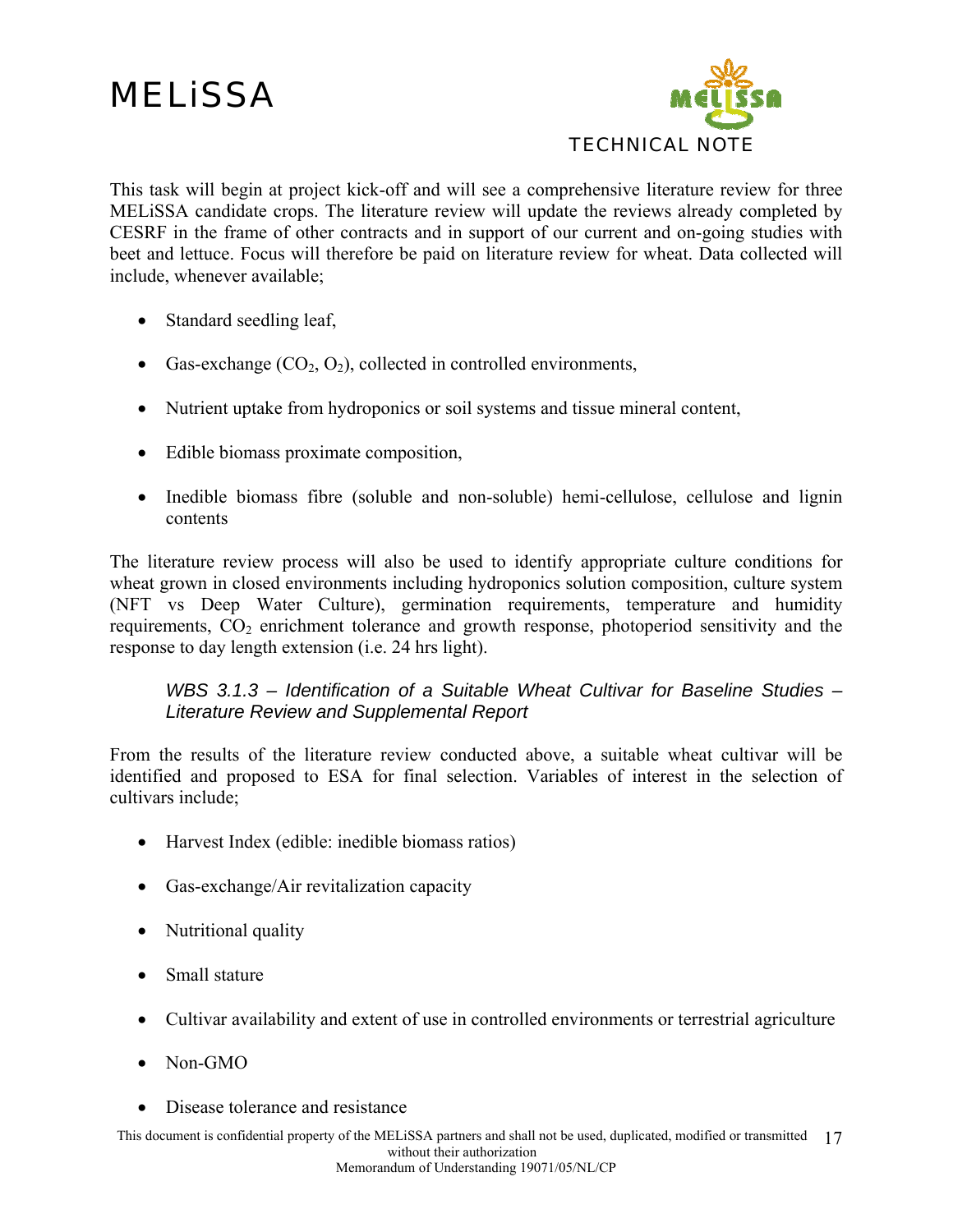This task will begin at project kick-off and will see a comprehensive literature review for three MELiSSA candidate crops. The literature review will update the reviews already completed by CESRF in the frame of other contracts and in support of our current and on-going studies with beet and lettuce. Focus will therefore be paid on literature review for wheat. Data collected will include, whenever available;

- Standard seedling leaf,
- Gas-exchange ($CO_2$, $O_2$), collected in controlled environments,
- Nutrient uptake from hydroponics or soil systems and tissue mineral content,
- Edible biomass proximate composition,
- Inedible biomass fibre (soluble and non-soluble) hemi-cellulose, cellulose and lignin contents

The literature review process will also be used to identify appropriate culture conditions for wheat grown in closed environments including hydroponics solution composition, culture system (NFT vs Deep Water Culture), germination requirements, temperature and humidity requirements, $CO_2$ enrichment tolerance and growth response, photoperiod sensitivity and the response to day length extension (i.e. 24 hrs light).

*WBS 3.1.3 – Identification of a Suitable Wheat Cultivar for Baseline Studies – Literature Review and Supplemental Report*

From the results of the literature review conducted above, a suitable wheat cultivar will be identified and proposed to ESA for final selection. Variables of interest in the selection of cultivars include;

- Harvest Index (edible: inedible biomass ratios)
- Gas-exchange/Air revitalization capacity
- Nutritional quality
- Small stature
- Cultivar availability and extent of use in controlled environments or terrestrial agriculture
- Non-GMO
- Disease tolerance and resistance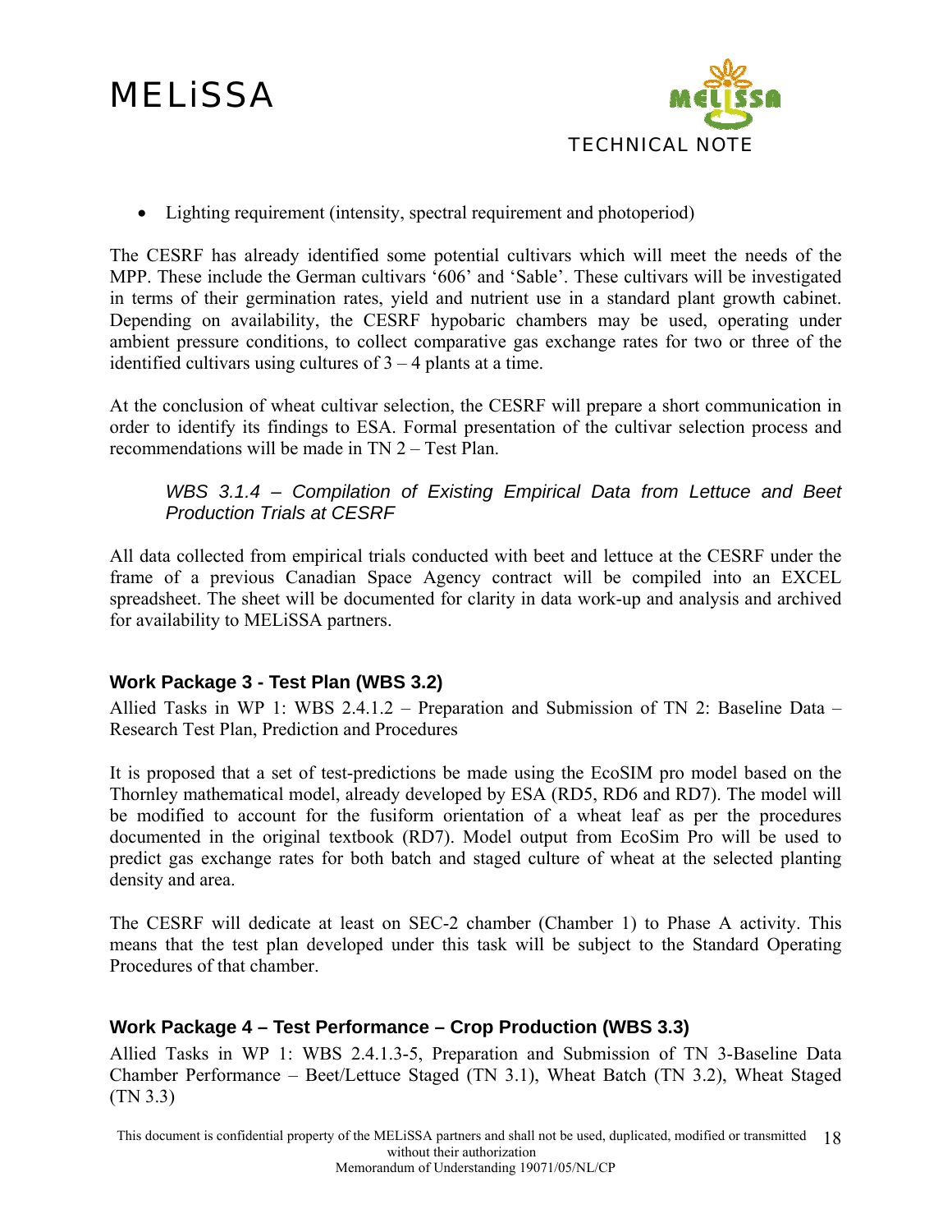- Lighting requirement (intensity, spectral requirement and photoperiod)

The CESRF has already identified some potential cultivars which will meet the needs of the MPP. These include the German cultivars '606' and 'Sable'. These cultivars will be investigated in terms of their germination rates, yield and nutrient use in a standard plant growth cabinet. Depending on availability, the CESRF hypobaric chambers may be used, operating under ambient pressure conditions, to collect comparative gas exchange rates for two or three of the identified cultivars using cultures of 3 – 4 plants at a time.

At the conclusion of wheat cultivar selection, the CESRF will prepare a short communication in order to identify its findings to ESA. Formal presentation of the cultivar selection process and recommendations will be made in TN 2 – Test Plan.

*WBS 3.1.4 – Compilation of Existing Empirical Data from Lettuce and Beet Production Trials at CESRF*

All data collected from empirical trials conducted with beet and lettuce at the CESRF under the frame of a previous Canadian Space Agency contract will be compiled into an EXCEL spreadsheet. The sheet will be documented for clarity in data work-up and analysis and archived for availability to MELiSSA partners.

## Work Package 3 - Test Plan (WBS 3.2)

Allied Tasks in WP 1: WBS 2.4.1.2 – Preparation and Submission of TN 2: Baseline Data – Research Test Plan, Prediction and Procedures

It is proposed that a set of test-predictions be made using the EcoSIM pro model based on the Thornley mathematical model, already developed by ESA (RD5, RD6 and RD7). The model will be modified to account for the fusiform orientation of a wheat leaf as per the procedures documented in the original textbook (RD7). Model output from EcoSim Pro will be used to predict gas exchange rates for both batch and staged culture of wheat at the selected planting density and area.

The CESRF will dedicate at least on SEC-2 chamber (Chamber 1) to Phase A activity. This means that the test plan developed under this task will be subject to the Standard Operating Procedures of that chamber.

## Work Package 4 – Test Performance – Crop Production (WBS 3.3)

Allied Tasks in WP 1: WBS 2.4.1.3-5, Preparation and Submission of TN 3-Baseline Data Chamber Performance – Beet/Lettuce Staged (TN 3.1), Wheat Batch (TN 3.2), Wheat Staged (TN 3.3)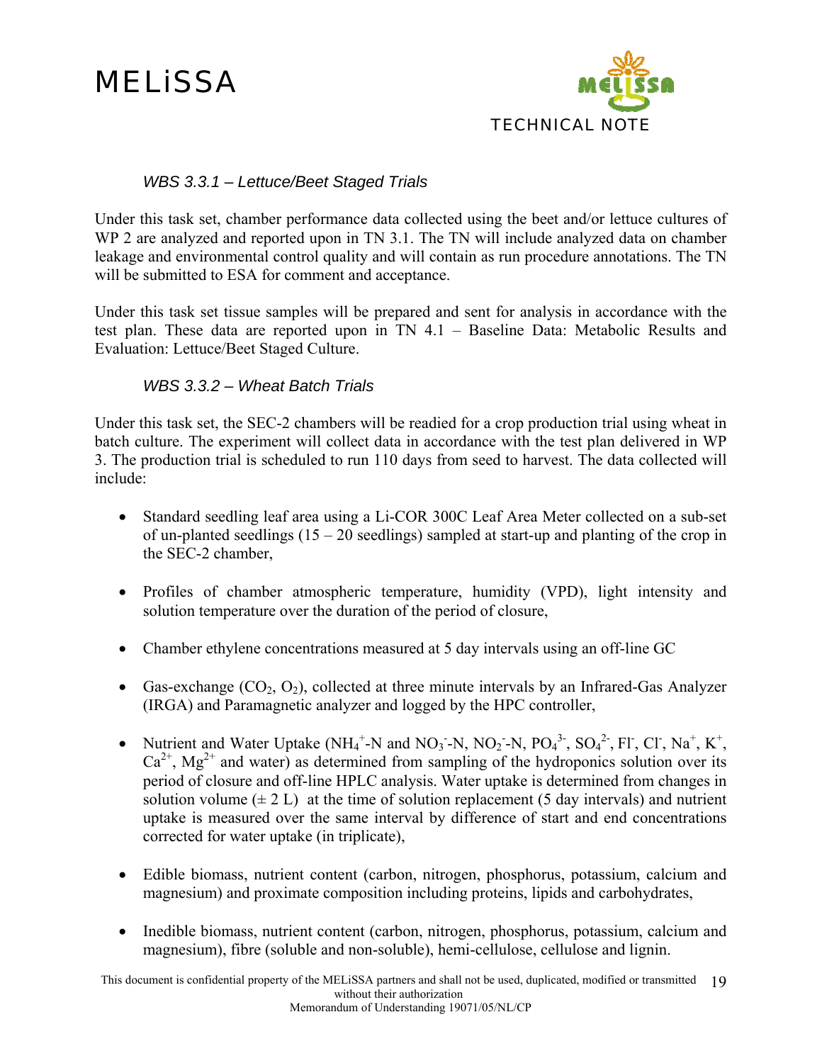*WBS 3.3.1 – Lettuce/Beet Staged Trials*

Under this task set, chamber performance data collected using the beet and/or lettuce cultures of WP 2 are analyzed and reported upon in TN 3.1. The TN will include analyzed data on chamber leakage and environmental control quality and will contain as run procedure annotations. The TN will be submitted to ESA for comment and acceptance.

Under this task set tissue samples will be prepared and sent for analysis in accordance with the test plan. These data are reported upon in TN 4.1 – Baseline Data: Metabolic Results and Evaluation: Lettuce/Beet Staged Culture.

*WBS 3.3.2 – Wheat Batch Trials*

Under this task set, the SEC-2 chambers will be readied for a crop production trial using wheat in batch culture. The experiment will collect data in accordance with the test plan delivered in WP 3. The production trial is scheduled to run 110 days from seed to harvest. The data collected will include:

- Standard seedling leaf area using a Li-COR 300C Leaf Area Meter collected on a sub-set of un-planted seedlings (15 – 20 seedlings) sampled at start-up and planting of the crop in the SEC-2 chamber,
- Profiles of chamber atmospheric temperature, humidity (VPD), light intensity and solution temperature over the duration of the period of closure,
- Chamber ethylene concentrations measured at 5 day intervals using an off-line GC
- Gas-exchange ($CO_2$, $O_2$), collected at three minute intervals by an Infrared-Gas Analyzer (IRGA) and Paramagnetic analyzer and logged by the HPC controller,
- Nutrient and Water Uptake ($NH_4^+$-N and $NO_3^-$-N, $NO_2^-$-N, $PO_4^{3-}$, $SO_4^{2-}$, $Fl^-$, $Cl^-$, $Na^+$, $K^+$, $Ca^{2+}$, $Mg^{2+}$ and water) as determined from sampling of the hydroponics solution over its period of closure and off-line HPLC analysis. Water uptake is determined from changes in solution volume (± 2 L) at the time of solution replacement (5 day intervals) and nutrient uptake is measured over the same interval by difference of start and end concentrations corrected for water uptake (in triplicate),
- Edible biomass, nutrient content (carbon, nitrogen, phosphorus, potassium, calcium and magnesium) and proximate composition including proteins, lipids and carbohydrates,
- Inedible biomass, nutrient content (carbon, nitrogen, phosphorus, potassium, calcium and magnesium), fibre (soluble and non-soluble), hemi-cellulose, cellulose and lignin.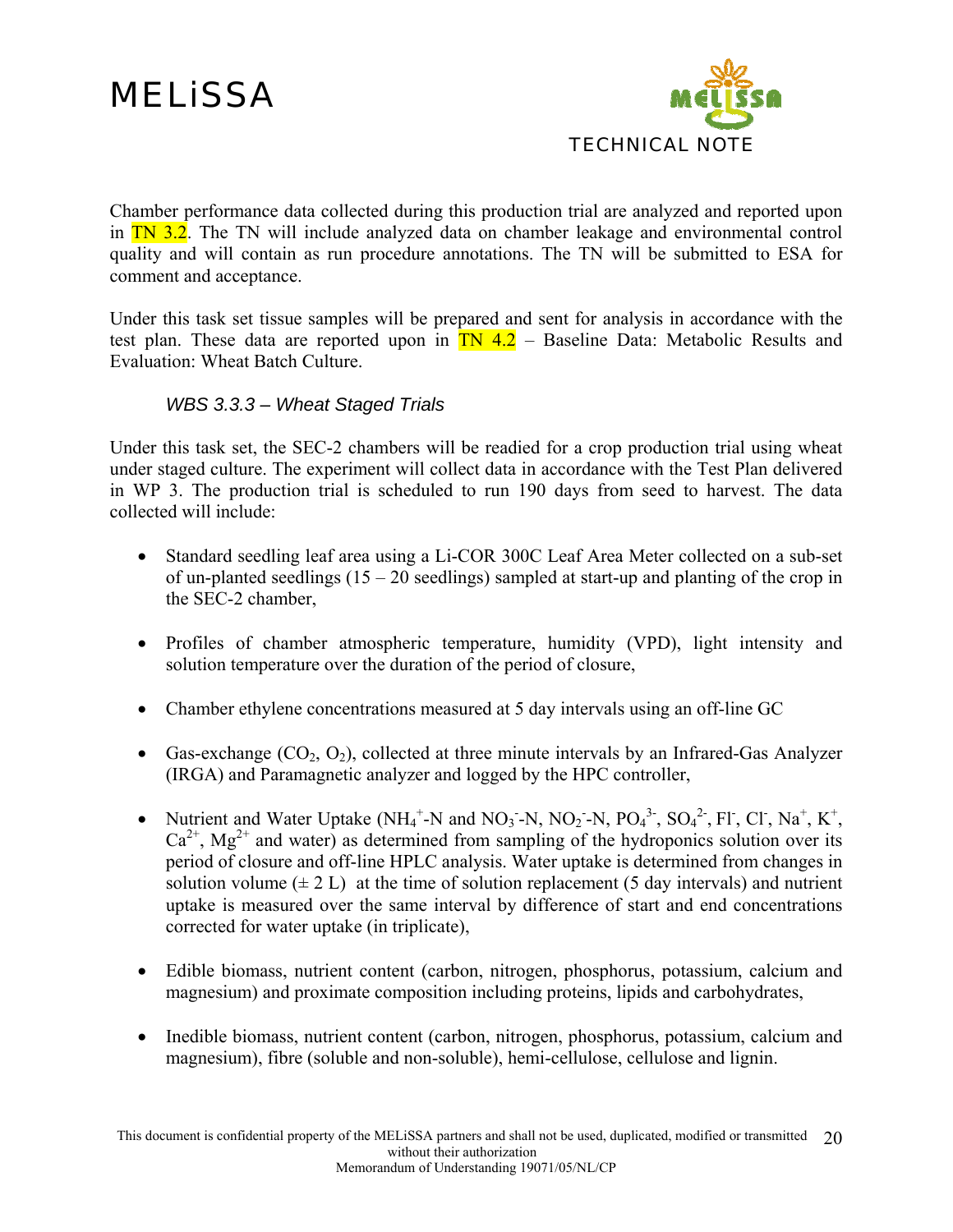Chamber performance data collected during this production trial are analyzed and reported upon in TN 3.2. The TN will include analyzed data on chamber leakage and environmental control quality and will contain as run procedure annotations. The TN will be submitted to ESA for comment and acceptance.

Under this task set tissue samples will be prepared and sent for analysis in accordance with the test plan. These data are reported upon in TN 4.2 – Baseline Data: Metabolic Results and Evaluation: Wheat Batch Culture.

### *WBS 3.3.3 – Wheat Staged Trials*

Under this task set, the SEC-2 chambers will be readied for a crop production trial using wheat under staged culture. The experiment will collect data in accordance with the Test Plan delivered in WP 3. The production trial is scheduled to run 190 days from seed to harvest. The data collected will include:

- Standard seedling leaf area using a Li-COR 300C Leaf Area Meter collected on a sub-set of un-planted seedlings (15 – 20 seedlings) sampled at start-up and planting of the crop in the SEC-2 chamber,
- Profiles of chamber atmospheric temperature, humidity (VPD), light intensity and solution temperature over the duration of the period of closure,
- Chamber ethylene concentrations measured at 5 day intervals using an off-line GC
- Gas-exchange ($CO_2$, $O_2$), collected at three minute intervals by an Infrared-Gas Analyzer (IRGA) and Paramagnetic analyzer and logged by the HPC controller,
- Nutrient and Water Uptake ($NH_4^+$-N and $NO_3^-$-N, $NO_2^-$-N, $PO_4^{3-}$, $SO_4^{2-}$, $Fl^-$, $Cl^-$, $Na^+$, $K^+$, $Ca^{2+}$, $Mg^{2+}$ and water) as determined from sampling of the hydroponics solution over its period of closure and off-line HPLC analysis. Water uptake is determined from changes in solution volume (± 2 L) at the time of solution replacement (5 day intervals) and nutrient uptake is measured over the same interval by difference of start and end concentrations corrected for water uptake (in triplicate),
- Edible biomass, nutrient content (carbon, nitrogen, phosphorus, potassium, calcium and magnesium) and proximate composition including proteins, lipids and carbohydrates,
- Inedible biomass, nutrient content (carbon, nitrogen, phosphorus, potassium, calcium and magnesium), fibre (soluble and non-soluble), hemi-cellulose, cellulose and lignin.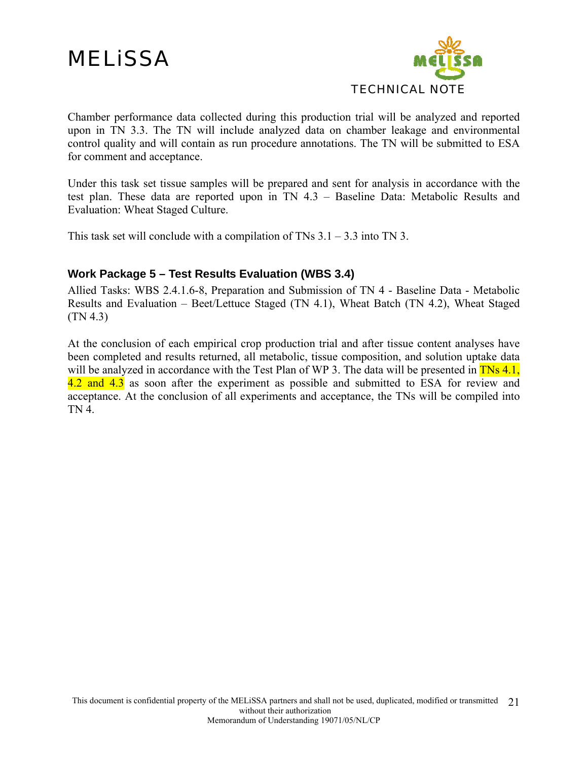Chamber performance data collected during this production trial will be analyzed and reported upon in TN 3.3. The TN will include analyzed data on chamber leakage and environmental control quality and will contain as run procedure annotations. The TN will be submitted to ESA for comment and acceptance.

Under this task set tissue samples will be prepared and sent for analysis in accordance with the test plan. These data are reported upon in TN 4.3 – Baseline Data: Metabolic Results and Evaluation: Wheat Staged Culture.

This task set will conclude with a compilation of TNs 3.1 – 3.3 into TN 3.

### Work Package 5 – Test Results Evaluation (WBS 3.4)

Allied Tasks: WBS 2.4.1.6-8, Preparation and Submission of TN 4 - Baseline Data - Metabolic Results and Evaluation – Beet/Lettuce Staged (TN 4.1), Wheat Batch (TN 4.2), Wheat Staged (TN 4.3)

At the conclusion of each empirical crop production trial and after tissue content analyses have been completed and results returned, all metabolic, tissue composition, and solution uptake data will be analyzed in accordance with the Test Plan of WP 3. The data will be presented in TNs 4.1, 4.2 and 4.3 as soon after the experiment as possible and submitted to ESA for review and acceptance. At the conclusion of all experiments and acceptance, the TNs will be compiled into TN 4.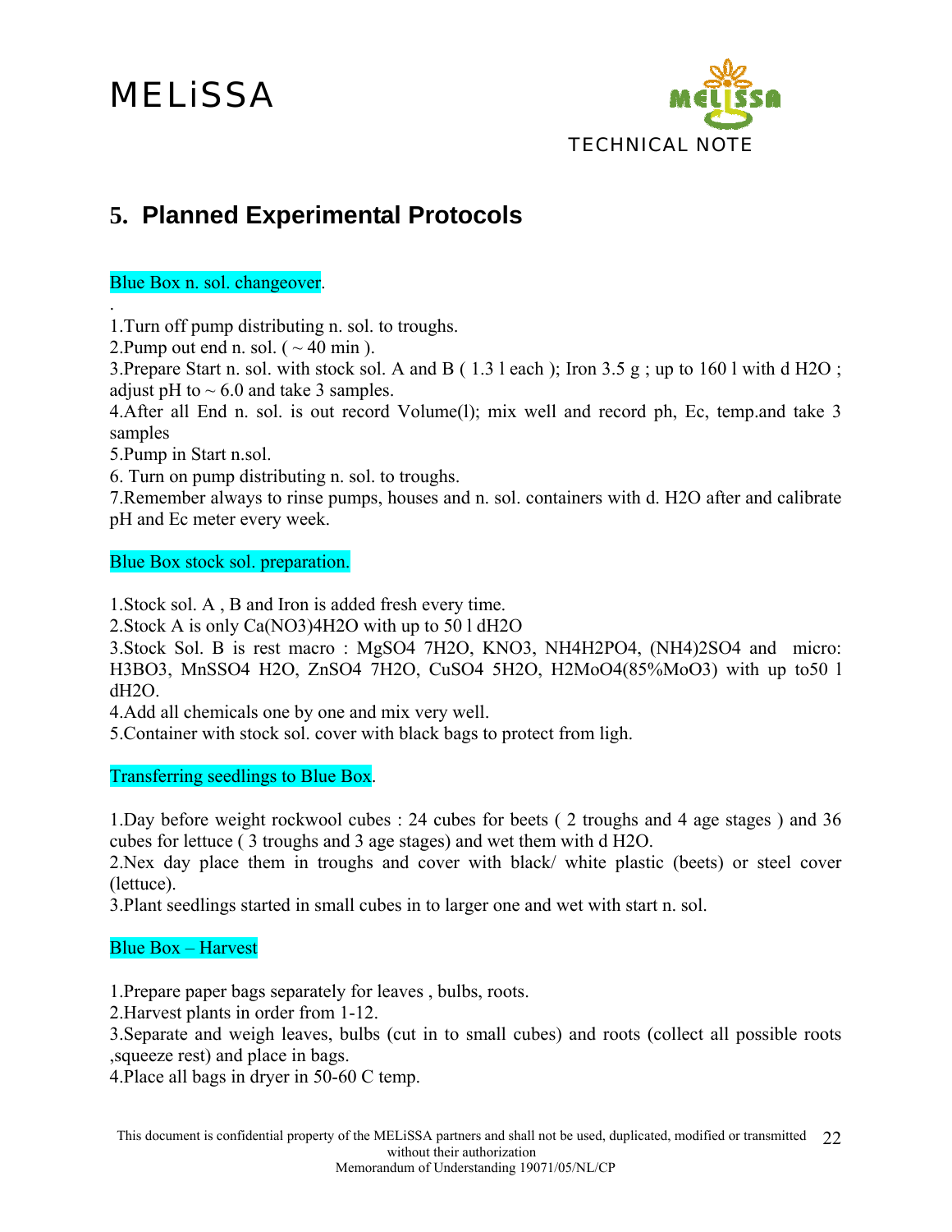## 5. Planned Experimental Protocols

Blue Box n. sol. changeover.

.

1.Turn off pump distributing n. sol. to troughs.
2.Pump out end n. sol. ( ~ 40 min ).
3.Prepare Start n. sol. with stock sol. A and B ( 1.3 l each ); Iron 3.5 g ; up to 160 l with d $H_2O$ ; adjust pH to ~ 6.0 and take 3 samples.
4.After all End n. sol. is out record Volume(l); mix well and record ph, Ec, temp.and take 3 samples
5.Pump in Start n.sol.
6. Turn on pump distributing n. sol. to troughs.
7.Remember always to rinse pumps, houses and n. sol. containers with d. $H_2O$ after and calibrate pH and Ec meter every week.

Blue Box stock sol. preparation.

1.Stock sol. A , B and Iron is added fresh every time.
2.Stock A is only $Ca(NO_3)_4H_2O$ with up to 50 l $dH_2O$
3.Stock Sol. B is rest macro : $MgSO_4$ $7H_2O$, $KNO_3$, $NH_4H_2PO_4$, $(NH_4)_2SO_4$ and micro: $H_3BO_3$, $MnSSO_4$ $H_2O$, $ZnSO_4$ $7H_2O$, $CuSO_4$ $5H_2O$, $H_2MoO_4$(85%$MoO_3$) with up to50 l $dH_2O$.
4.Add all chemicals one by one and mix very well.
5.Container with stock sol. cover with black bags to protect from ligh.

Transferring seedlings to Blue Box.

1.Day before weight rockwool cubes : 24 cubes for beets ( 2 troughs and 4 age stages ) and 36 cubes for lettuce ( 3 troughs and 3 age stages) and wet them with d $H_2O$.
2.Nex day place them in troughs and cover with black/ white plastic (beets) or steel cover (lettuce).
3.Plant seedlings started in small cubes in to larger one and wet with start n. sol.

Blue Box – Harvest

1.Prepare paper bags separately for leaves , bulbs, roots.
2.Harvest plants in order from 1-12.
3.Separate and weigh leaves, bulbs (cut in to small cubes) and roots (collect all possible roots ,squeeze rest) and place in bags.
4.Place all bags in dryer in 50-60 C temp.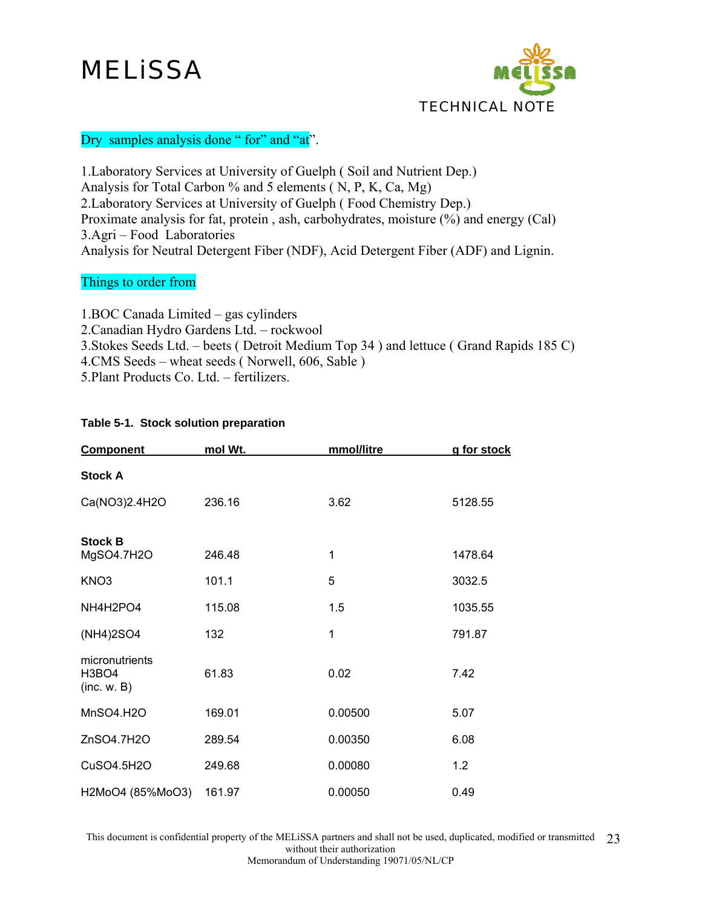Dry samples analysis done " for" and "at".

1.Laboratory Services at University of Guelph ( Soil and Nutrient Dep.)
Analysis for Total Carbon % and 5 elements ( N, P, K, Ca, Mg)
2.Laboratory Services at University of Guelph ( Food Chemistry Dep.)
Proximate analysis for fat, protein , ash, carbohydrates, moisture (%) and energy (Cal)
3.Agri – Food Laboratories
Analysis for Neutral Detergent Fiber (NDF), Acid Detergent Fiber (ADF) and Lignin.

Things to order from

1.BOC Canada Limited – gas cylinders
2.Canadian Hydro Gardens Ltd. – rockwool
3.Stokes Seeds Ltd. – beets ( Detroit Medium Top 34 ) and lettuce ( Grand Rapids 185 C)
4.CMS Seeds – wheat seeds ( Norwell, 606, Sable )
5.Plant Products Co. Ltd. – fertilizers.

**Table 5-1. Stock solution preparation**

| Component | mol Wt. | mmol/litre | g for stock |
|---|---|---|---|
| **Stock A** | | | |
| $Ca(NO_3)_2.4H_2O$ | 236.16 | 3.62 | 5128.55 |
| **Stock B** | | | |
| $MgSO_4.7H_2O$ | 246.48 | 1 | 1478.64 |
| $KNO_3$ | 101.1 | 5 | 3032.5 |
| $NH_4H_2PO_4$ | 115.08 | 1.5 | 1035.55 |
| $(NH_4)_2SO_4$ | 132 | 1 | 791.87 |
| micronutrients $H_3BO_4$ (inc. w. B) | 61.83 | 0.02 | 7.42 |
| $MnSO_4.H_2O$ | 169.01 | 0.00500 | 5.07 |
| $ZnSO_4.7H_2O$ | 289.54 | 0.00350 | 6.08 |
| $CuSO_4.5H_2O$ | 249.68 | 0.00080 | 1.2 |
| $H_2MoO_4$ (85% $MoO_3$) | 161.97 | 0.00050 | 0.49 |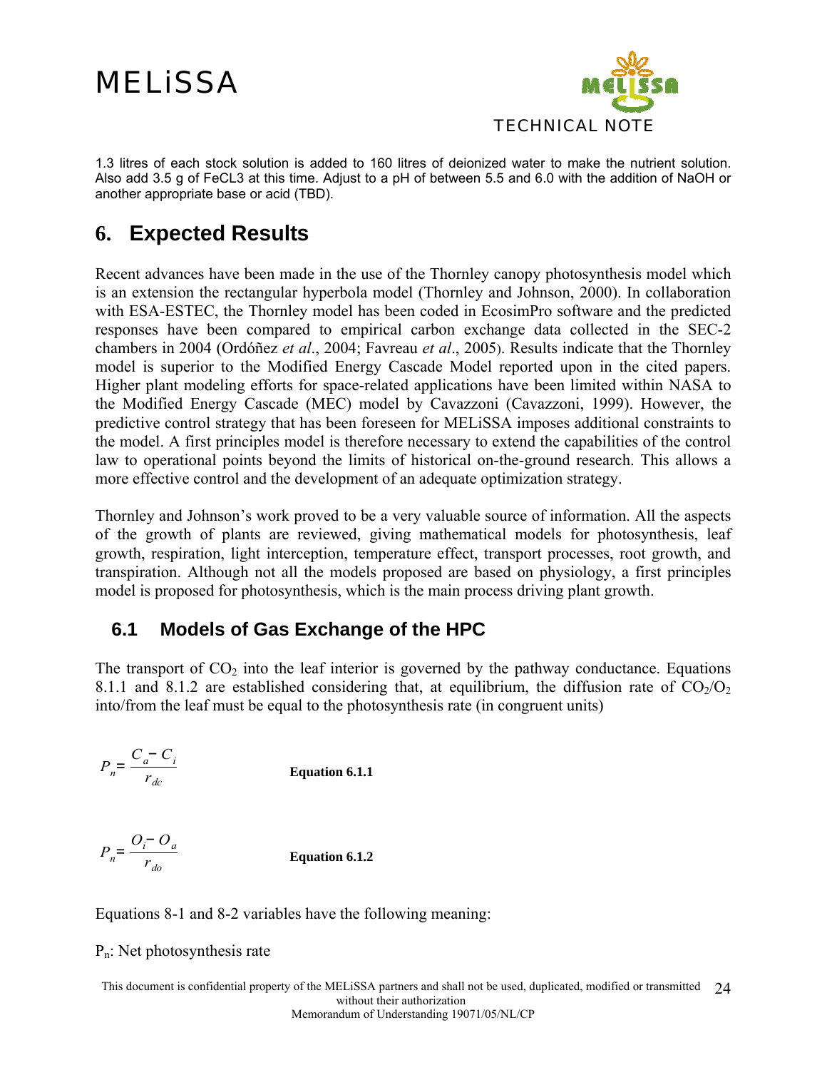1.3 litres of each stock solution is added to 160 litres of deionized water to make the nutrient solution. Also add 3.5 g of FeCL3 at this time. Adjust to a pH of between 5.5 and 6.0 with the addition of NaOH or another appropriate base or acid (TBD).

# 6. Expected Results

Recent advances have been made in the use of the Thornley canopy photosynthesis model which is an extension the rectangular hyperbola model (Thornley and Johnson, 2000). In collaboration with ESA-ESTEC, the Thornley model has been coded in EcosimPro software and the predicted responses have been compared to empirical carbon exchange data collected in the SEC-2 chambers in 2004 (Ordóñez *et al*., 2004; Favreau *et al*., 2005). Results indicate that the Thornley model is superior to the Modified Energy Cascade Model reported upon in the cited papers. Higher plant modeling efforts for space-related applications have been limited within NASA to the Modified Energy Cascade (MEC) model by Cavazzoni (Cavazzoni, 1999). However, the predictive control strategy that has been foreseen for MELiSSA imposes additional constraints to the model. A first principles model is therefore necessary to extend the capabilities of the control law to operational points beyond the limits of historical on-the-ground research. This allows a more effective control and the development of an adequate optimization strategy.

Thornley and Johnson's work proved to be a very valuable source of information. All the aspects of the growth of plants are reviewed, giving mathematical models for photosynthesis, leaf growth, respiration, light interception, temperature effect, transport processes, root growth, and transpiration. Although not all the models proposed are based on physiology, a first principles model is proposed for photosynthesis, which is the main process driving plant growth.

## 6.1 Models of Gas Exchange of the HPC

The transport of $CO_2$ into the leaf interior is governed by the pathway conductance. Equations 8.1.1 and 8.1.2 are established considering that, at equilibrium, the diffusion rate of $CO_2/O_2$ into/from the leaf must be equal to the photosynthesis rate (in congruent units)

$$P_n = \frac{C_a - C_i}{r_{dc}}$$ **Equation 6.1.1**

$$P_n = \frac{O_i - O_a}{r_{do}}$$ **Equation 6.1.2**

Equations 8-1 and 8-2 variables have the following meaning:

$P_n$: Net photosynthesis rate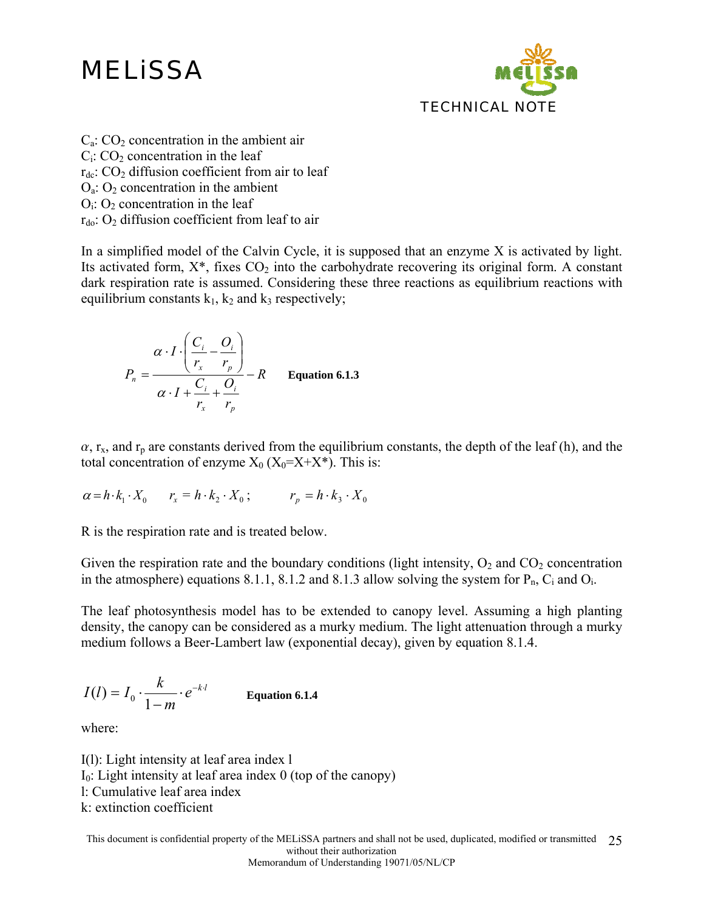$C_a$: $CO_2$ concentration in the ambient air
$C_i$: $CO_2$ concentration in the leaf
$r_{dc}$: $CO_2$ diffusion coefficient from air to leaf
$O_a$: $O_2$ concentration in the ambient
$O_i$: $O_2$ concentration in the leaf
$r_{do}$: $O_2$ diffusion coefficient from leaf to air

In a simplified model of the Calvin Cycle, it is supposed that an enzyme X is activated by light. Its activated form, X*, fixes $CO_2$ into the carbohydrate recovering its original form. A constant dark respiration rate is assumed. Considering these three reactions as equilibrium reactions with equilibrium constants $k_1$, $k_2$ and $k_3$ respectively;

$$P_n = \frac{\alpha \cdot I \cdot \left( \frac{C_i}{r_x} - \frac{O_i}{r_p} \right)}{\alpha \cdot I + \frac{C_i}{r_x} + \frac{O_i}{r_p}} - R \qquad \textbf{Equation 6.1.3}$$

$\alpha$, $r_x$, and $r_p$ are constants derived from the equilibrium constants, the depth of the leaf (h), and the total concentration of enzyme $X_0$ ($X_0$=X+X*). This is:

$$\alpha = h \cdot k_1 \cdot X_0 \qquad r_x = h \cdot k_2 \cdot X_0 ; \qquad r_p = h \cdot k_3 \cdot X_0$$

R is the respiration rate and is treated below.

Given the respiration rate and the boundary conditions (light intensity, $O_2$ and $CO_2$ concentration in the atmosphere) equations 8.1.1, 8.1.2 and 8.1.3 allow solving the system for $P_n$, $C_i$ and $O_i$.

The leaf photosynthesis model has to be extended to canopy level. Assuming a high planting density, the canopy can be considered as a murky medium. The light attenuation through a murky medium follows a Beer-Lambert law (exponential decay), given by equation 8.1.4.

$$I(l) = I_0 \cdot \frac{k}{1-m} \cdot e^{-k \cdot l} \qquad \textbf{Equation 6.1.4}$$

where:

I(l): Light intensity at leaf area index l
$I_0$: Light intensity at leaf area index 0 (top of the canopy)
l: Cumulative leaf area index
k: extinction coefficient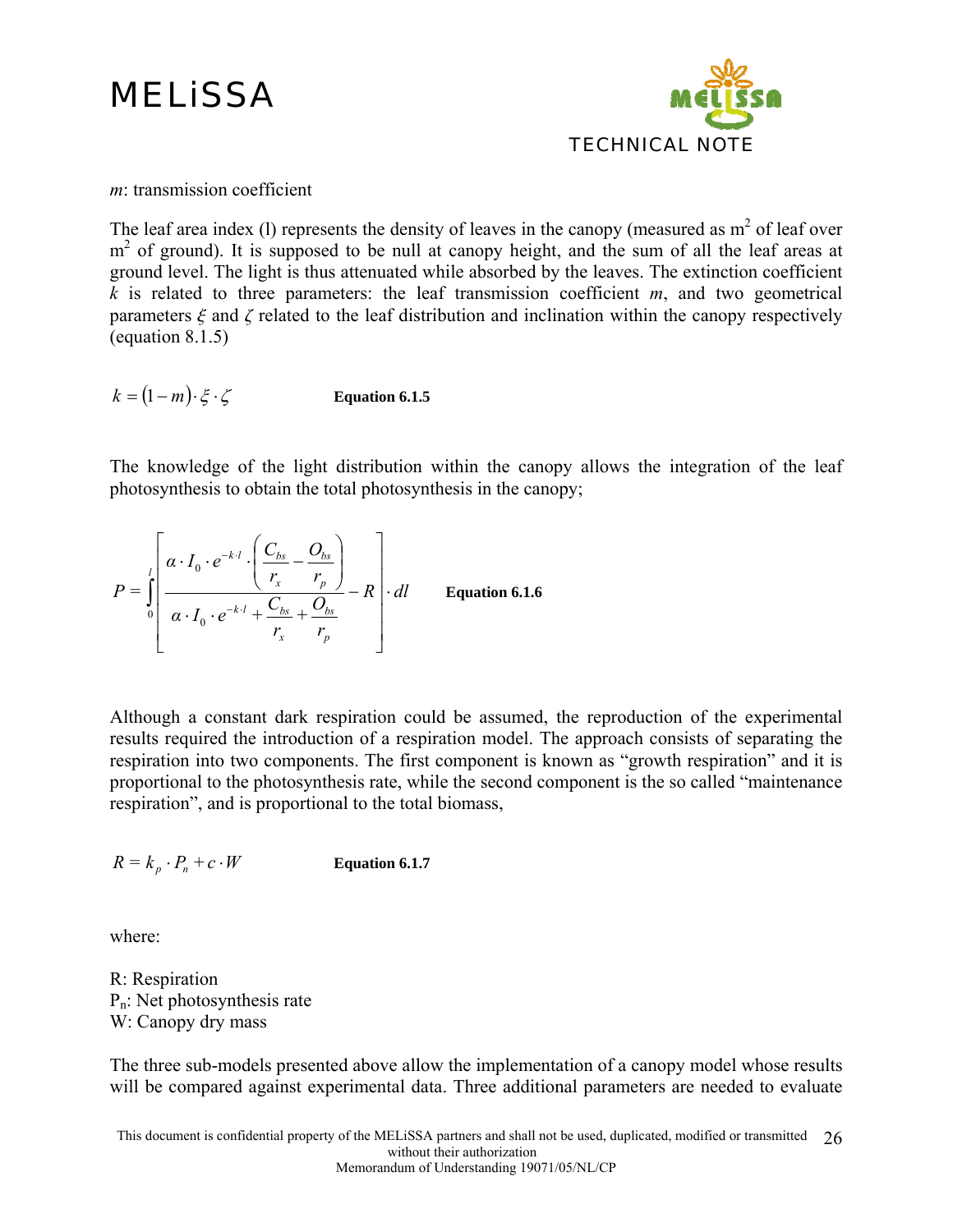*m*: transmission coefficient

The leaf area index (l) represents the density of leaves in the canopy (measured as $m^2$ of leaf over $m^2$ of ground). It is supposed to be null at canopy height, and the sum of all the leaf areas at ground level. The light is thus attenuated while absorbed by the leaves. The extinction coefficient $k$ is related to three parameters: the leaf transmission coefficient $m$, and two geometrical parameters $\xi$ and $\zeta$ related to the leaf distribution and inclination within the canopy respectively (equation 8.1.5)

$$k = (1 - m) \cdot \xi \cdot \zeta \qquad \textbf{Equation 6.1.5}$$

The knowledge of the light distribution within the canopy allows the integration of the leaf photosynthesis to obtain the total photosynthesis in the canopy;

$$P = \int_0^l \left[ \frac{\alpha \cdot I_0 \cdot e^{-k \cdot l} \cdot \left( \frac{C_{bs}}{r_x} - \frac{O_{bs}}{r_p} \right)}{\alpha \cdot I_0 \cdot e^{-k \cdot l} + \frac{C_{bs}}{r_x} + \frac{O_{bs}}{r_p}} - R \right] \cdot dl \qquad \textbf{Equation 6.1.6}$$

Although a constant dark respiration could be assumed, the reproduction of the experimental results required the introduction of a respiration model. The approach consists of separating the respiration into two components. The first component is known as "growth respiration" and it is proportional to the photosynthesis rate, while the second component is the so called "maintenance respiration", and is proportional to the total biomass,

$$R = k_p \cdot P_n + c \cdot W \qquad \textbf{Equation 6.1.7}$$

where:

R: Respiration
$P_n$: Net photosynthesis rate
W: Canopy dry mass

The three sub-models presented above allow the implementation of a canopy model whose results will be compared against experimental data. Three additional parameters are needed to evaluate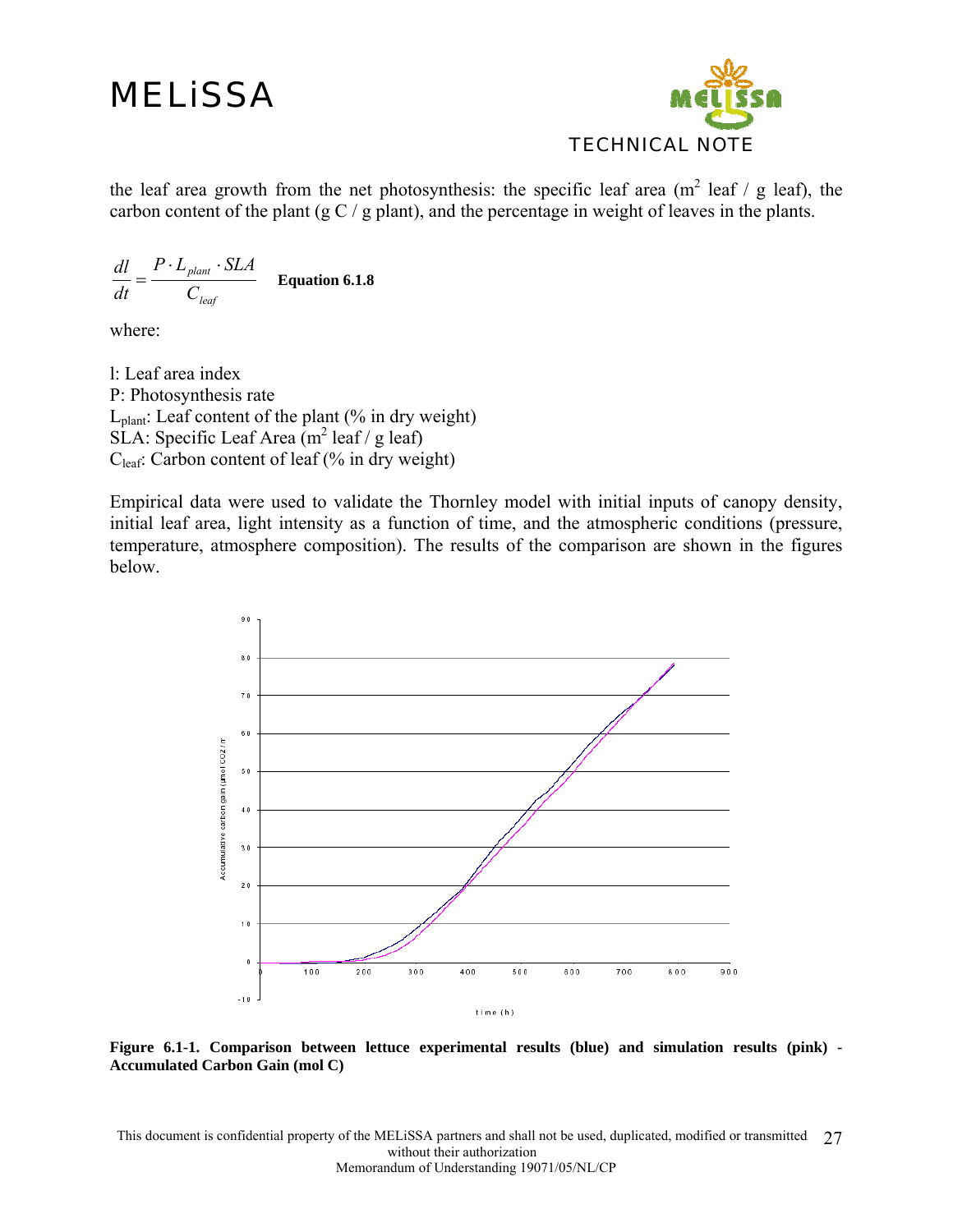the leaf area growth from the net photosynthesis: the specific leaf area ($m^2$ leaf / g leaf), the carbon content of the plant (g C / g plant), and the percentage in weight of leaves in the plants.

$$\frac{dl}{dt} = \frac{P \cdot L_{plant} \cdot SLA}{C_{leaf}} \quad \textbf{Equation 6.1.8}$$

where:

l: Leaf area index
P: Photosynthesis rate
$L_{plant}$: Leaf content of the plant (% in dry weight)
SLA: Specific Leaf Area ($m^2$ leaf / g leaf)
$C_{leaf}$: Carbon content of leaf (% in dry weight)

Empirical data were used to validate the Thornley model with initial inputs of canopy density, initial leaf area, light intensity as a function of time, and the atmospheric conditions (pressure, temperature, atmosphere composition). The results of the comparison are shown in the figures below.

**Figure 6.1-1. Comparison between lettuce experimental results (blue) and simulation results (pink) - Accumulated Carbon Gain (mol C)**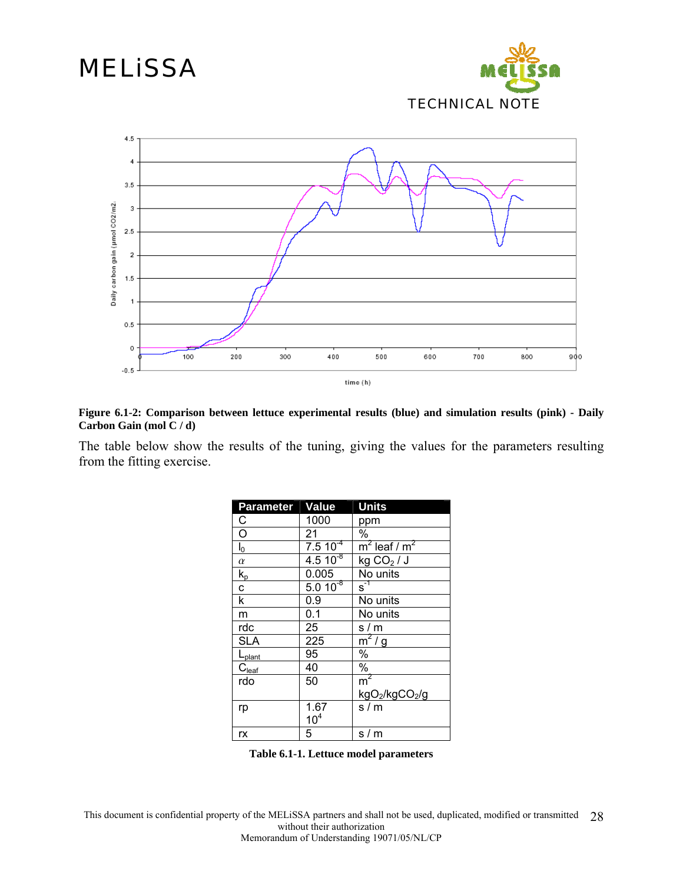**Figure 6.1-2: Comparison between lettuce experimental results (blue) and simulation results (pink) - Daily Carbon Gain (mol C / d)**

The table below show the results of the tuning, giving the values for the parameters resulting from the fitting exercise.

| Parameter | Value | Units |
|---|---|---|
| C | 1000 | ppm |
| O | 21 | % |
| $l_0$ | $7.5\ 10^{-4}$ | $m^2$ leaf / $m^2$ |
| $\alpha$ | $4.5\ 10^{-8}$ | kg $CO_2$ / J |
| $k_p$ | 0.005 | No units |
| c | $5.0\ 10^{-8}$ | $s^{-1}$ |
| k | 0.9 | No units |
| m | 0.1 | No units |
| rdc | 25 | s / m |
| SLA | 225 | $m^2$ / g |
| $L_{plant}$ | 95 | % |
| $C_{leaf}$ | 40 | % |
| rdo | 50 | $m^2$ $kgO_2/kgCO_2/g$ |
| rp | $1.67\ 10^4$ | s / m |
| rx | 5 | s / m |

**Table 6.1-1. Lettuce model parameters**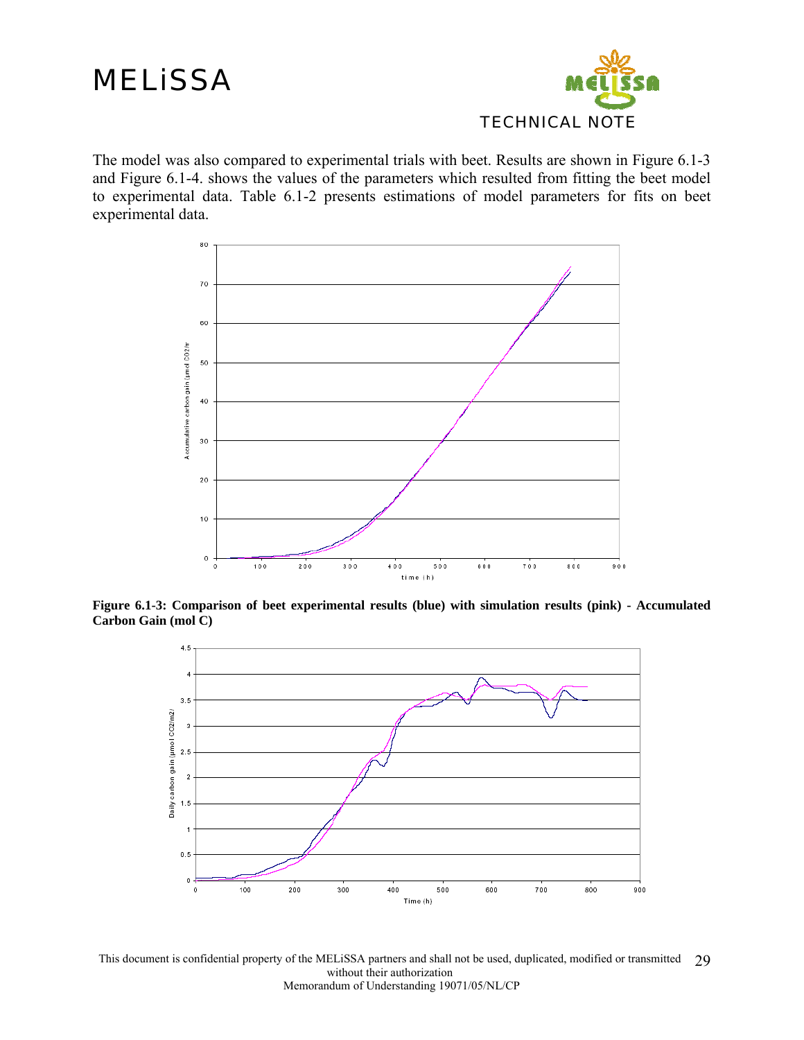The model was also compared to experimental trials with beet. Results are shown in Figure 6.1-3 and Figure 6.1-4. shows the values of the parameters which resulted from fitting the beet model to experimental data. Table 6.1-2 presents estimations of model parameters for fits on beet experimental data.

**Figure 6.1-3: Comparison of beet experimental results (blue) with simulation results (pink) - Accumulated Carbon Gain (mol C)**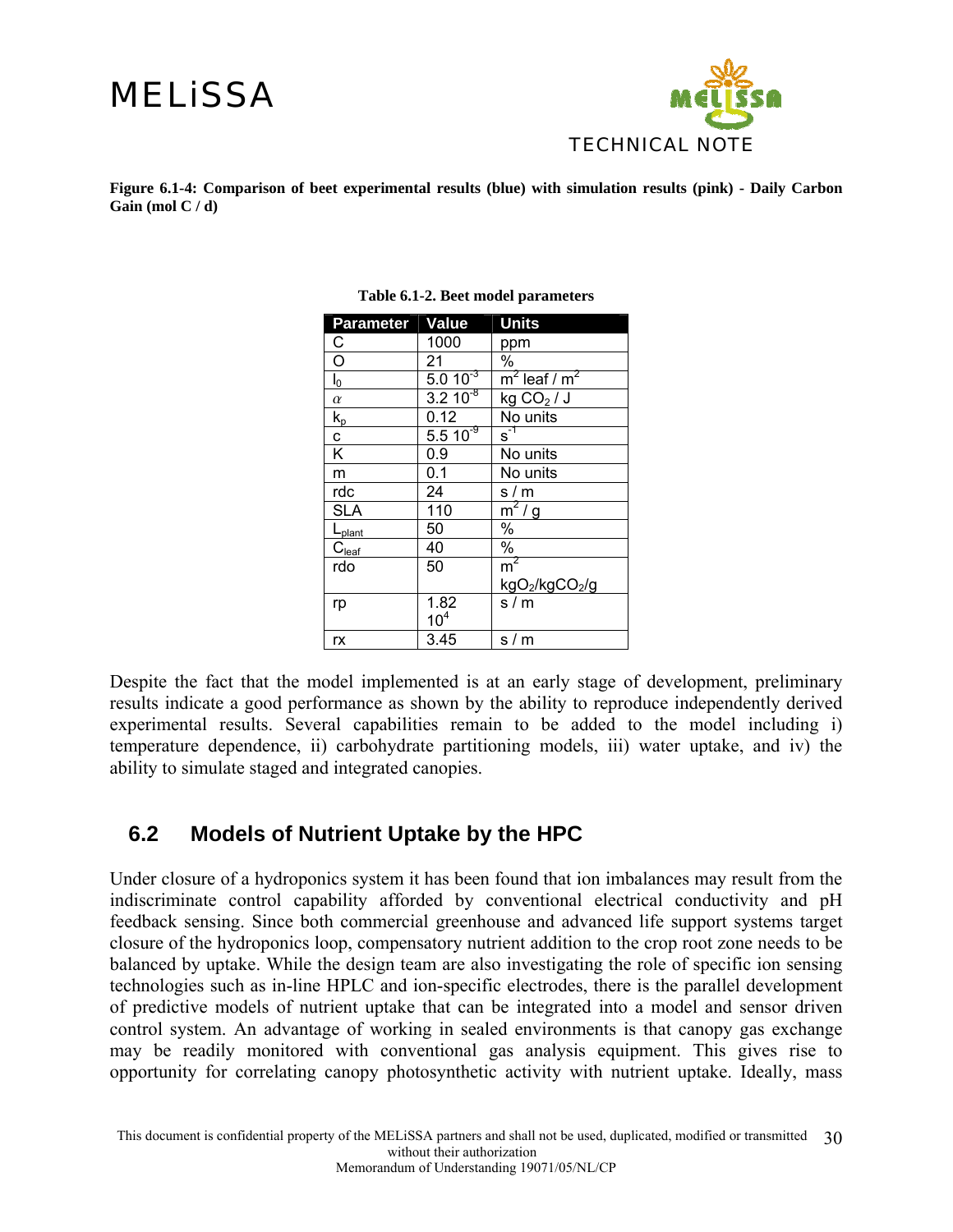**Figure 6.1-4: Comparison of beet experimental results (blue) with simulation results (pink) - Daily Carbon Gain (mol C / d)**

**Table 6.1-2. Beet model parameters**

| Parameter | Value | Units |
|---|---|---|
| C | 1000 | ppm |
| O | 21 | % |
| $I_0$ | $5.0\ 10^{-3}$ | $m^2$ leaf / $m^2$ |
| $\alpha$ | $3.2\ 10^{-8}$ | kg $CO_2$ / J |
| $k_p$ | 0.12 | No units |
| c | $5.5\ 10^{-9}$ | $s^{-1}$ |
| K | 0.9 | No units |
| m | 0.1 | No units |
| rdc | 24 | s / m |
| SLA | 110 | $m^2$ / g |
| $L_{plant}$ | 50 | % |
| $C_{leaf}$ | 40 | % |
| rdo | 50 | $m^2$ $kgO_2/kgCO_2/g$ |
| rp | $1.82\ 10^4$ | s / m |
| rx | 3.45 | s / m |

Despite the fact that the model implemented is at an early stage of development, preliminary results indicate a good performance as shown by the ability to reproduce independently derived experimental results. Several capabilities remain to be added to the model including i) temperature dependence, ii) carbohydrate partitioning models, iii) water uptake, and iv) the ability to simulate staged and integrated canopies.

## 6.2 Models of Nutrient Uptake by the HPC

Under closure of a hydroponics system it has been found that ion imbalances may result from the indiscriminate control capability afforded by conventional electrical conductivity and pH feedback sensing. Since both commercial greenhouse and advanced life support systems target closure of the hydroponics loop, compensatory nutrient addition to the crop root zone needs to be balanced by uptake. While the design team are also investigating the role of specific ion sensing technologies such as in-line HPLC and ion-specific electrodes, there is the parallel development of predictive models of nutrient uptake that can be integrated into a model and sensor driven control system. An advantage of working in sealed environments is that canopy gas exchange may be readily monitored with conventional gas analysis equipment. This gives rise to opportunity for correlating canopy photosynthetic activity with nutrient uptake. Ideally, mass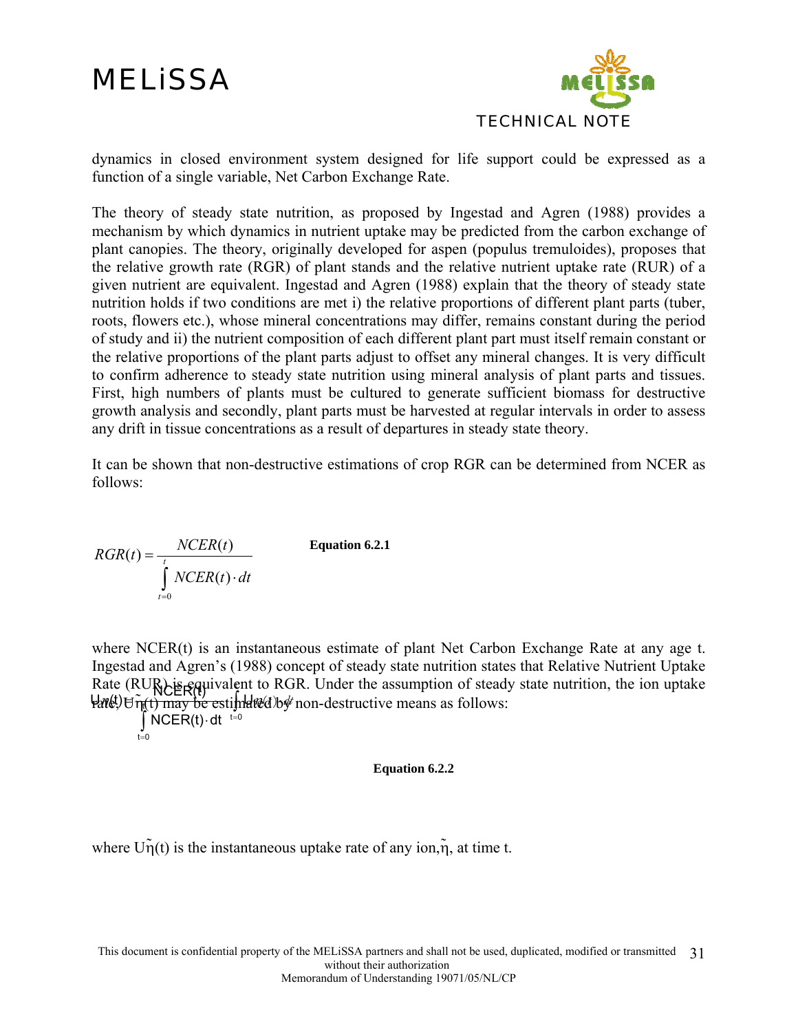dynamics in closed environment system designed for life support could be expressed as a function of a single variable, Net Carbon Exchange Rate.

The theory of steady state nutrition, as proposed by Ingestad and Agren (1988) provides a mechanism by which dynamics in nutrient uptake may be predicted from the carbon exchange of plant canopies. The theory, originally developed for aspen (populus tremuloides), proposes that the relative growth rate (RGR) of plant stands and the relative nutrient uptake rate (RUR) of a given nutrient are equivalent. Ingestad and Agren (1988) explain that the theory of steady state nutrition holds if two conditions are met i) the relative proportions of different plant parts (tuber, roots, flowers etc.), whose mineral concentrations may differ, remains constant during the period of study and ii) the nutrient composition of each different plant part must itself remain constant or the relative proportions of the plant parts adjust to offset any mineral changes. It is very difficult to confirm adherence to steady state nutrition using mineral analysis of plant parts and tissues. First, high numbers of plants must be cultured to generate sufficient biomass for destructive growth analysis and secondly, plant parts must be harvested at regular intervals in order to assess any drift in tissue concentrations as a result of departures in steady state theory.

It can be shown that non-destructive estimations of crop RGR can be determined from NCER as follows:

$$RGR(t) = \frac{NCER(t)}{\int_{t=0}^{t} NCER(t) \cdot dt}$$

**Equation 6.2.1**

where NCER(t) is an instantaneous estimate of plant Net Carbon Exchange Rate at any age t. Ingestad and Agren's (1988) concept of steady state nutrition states that Relative Nutrient Uptake Rate (RUR) is equivalent to RGR. Under the assumption of steady state nutrition, the ion uptake rate, $U_{\tilde{\eta}}(t)$ may be estimated by non-destructive means as follows:

$$U_{\tilde{\eta}}(t) = \frac{NCER(t)}{\int_{t=0}^{t} NCER(t) \cdot dt} \int_{t=0}^{t} U_{\tilde{\eta}}(t) \cdot dt$$

**Equation 6.2.2**

where $U_{\tilde{\eta}}(t)$ is the instantaneous uptake rate of any ion, $\tilde{\eta}$, at time t.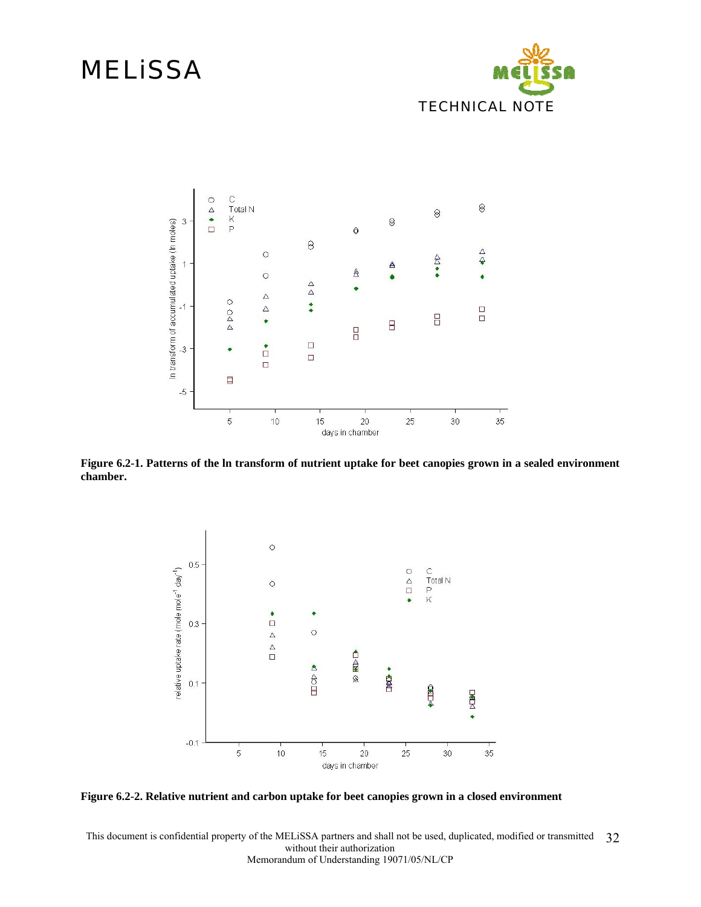**Figure 6.2-1. Patterns of the ln transform of nutrient uptake for beet canopies grown in a sealed environment chamber.**

**Figure 6.2-2. Relative nutrient and carbon uptake for beet canopies grown in a closed environment**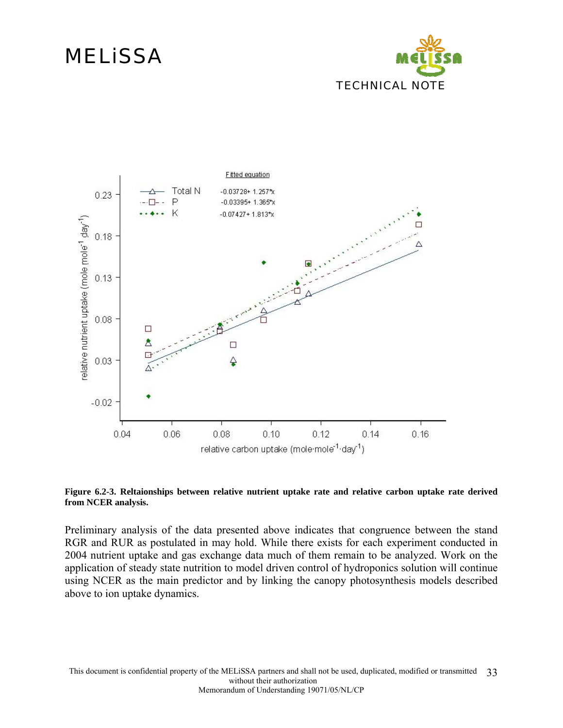**Figure 6.2-3. Reltaionships between relative nutrient uptake rate and relative carbon uptake rate derived from NCER analysis.**

Preliminary analysis of the data presented above indicates that congruence between the stand RGR and RUR as postulated in may hold. While there exists for each experiment conducted in 2004 nutrient uptake and gas exchange data much of them remain to be analyzed. Work on the application of steady state nutrition to model driven control of hydroponics solution will continue using NCER as the main predictor and by linking the canopy photosynthesis models described above to ion uptake dynamics.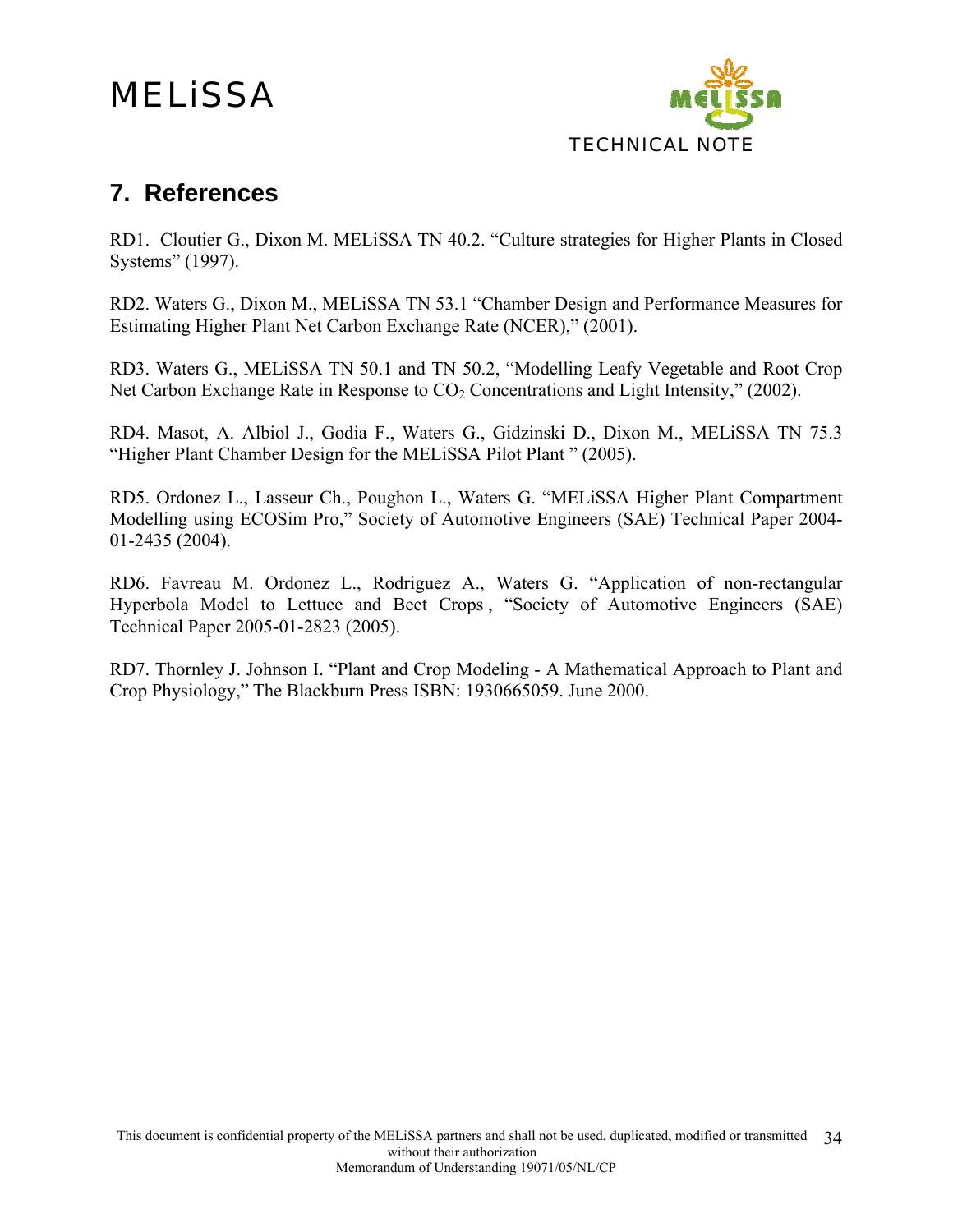## 7. References

RD1. Cloutier G., Dixon M. MELiSSA TN 40.2. "Culture strategies for Higher Plants in Closed Systems" (1997).

RD2. Waters G., Dixon M., MELiSSA TN 53.1 "Chamber Design and Performance Measures for Estimating Higher Plant Net Carbon Exchange Rate (NCER)," (2001).

RD3. Waters G., MELiSSA TN 50.1 and TN 50.2, "Modelling Leafy Vegetable and Root Crop Net Carbon Exchange Rate in Response to $CO_2$ Concentrations and Light Intensity," (2002).

RD4. Masot, A. Albiol J., Godia F., Waters G., Gidzinski D., Dixon M., MELiSSA TN 75.3 "Higher Plant Chamber Design for the MELiSSA Pilot Plant " (2005).

RD5. Ordonez L., Lasseur Ch., Poughon L., Waters G. "MELiSSA Higher Plant Compartment Modelling using ECOSim Pro," Society of Automotive Engineers (SAE) Technical Paper 2004-01-2435 (2004).

RD6. Favreau M. Ordonez L., Rodriguez A., Waters G. "Application of non-rectangular Hyperbola Model to Lettuce and Beet Crops , "Society of Automotive Engineers (SAE) Technical Paper 2005-01-2823 (2005).

RD7. Thornley J. Johnson I. "Plant and Crop Modeling - A Mathematical Approach to Plant and Crop Physiology," The Blackburn Press ISBN: 1930665059. June 2000.